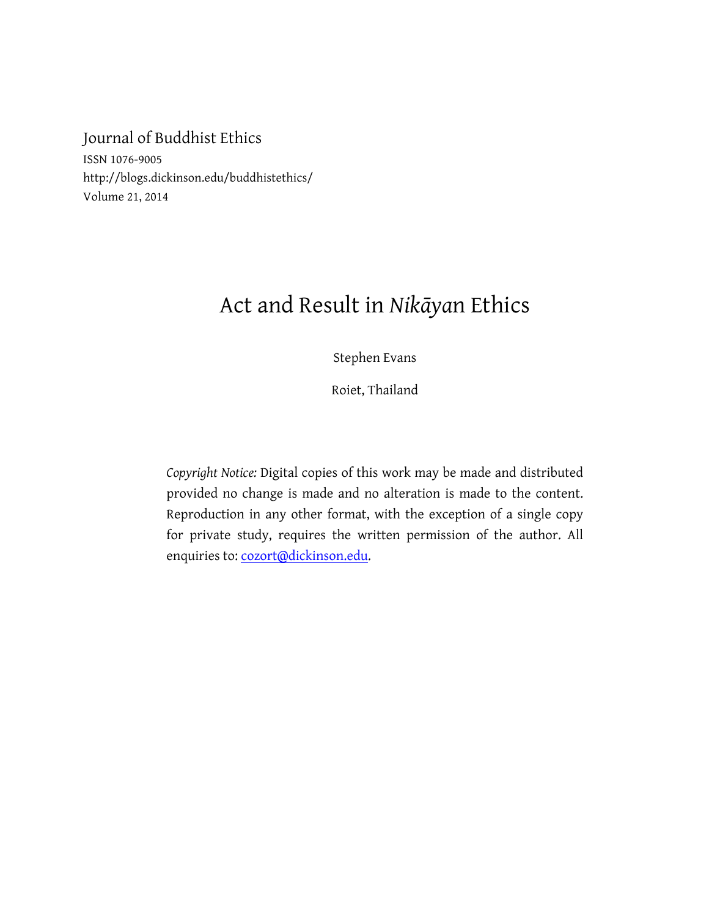Journal of Buddhist Ethics

ISSN 1076-9005

http://blogs.dickinson.edu/buddhistethics/

Volume 21, 2014

# Act and Result in *Nikāyan* Ethics

Stephen Evans

Roiet, Thailand

*Copyright Notice:* Digital copies of this work may be made and distributed provided no change is made and no alteration is made to the content. Reproduction in any other format, with the exception of a single copy for private study, requires the written permission of the author. All enquiries to: cozort@dickinson.edu.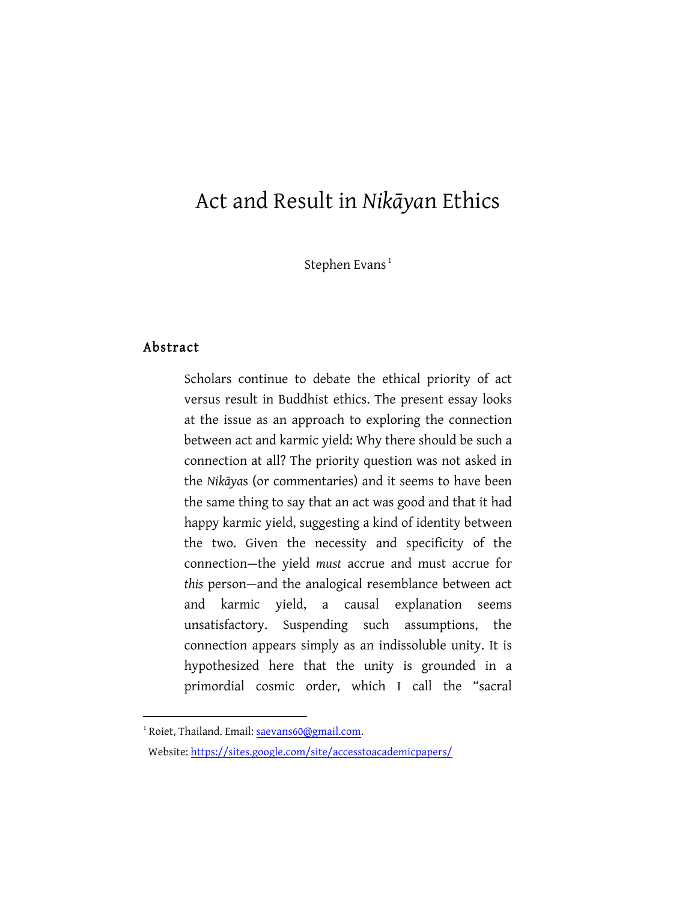# Act and Result in *Nikāyan* Ethics

Stephen Evans [1]

## Abstract

Scholars continue to debate the ethical priority of act versus result in Buddhist ethics. The present essay looks at the issue as an approach to exploring the connection between act and karmic yield: Why there should be such a connection at all? The priority question was not asked in the *Nikāyas* (or commentaries) and it seems to have been the same thing to say that an act was good and that it had happy karmic yield, suggesting a kind of identity between the two. Given the necessity and specificity of the connection—the yield *must* accrue and must accrue for *this* person—and the analogical resemblance between act and karmic yield, a causal explanation seems unsatisfactory. Suspending such assumptions, the connection appears simply as an indissoluble unity. It is hypothesized here that the unity is grounded in a primordial cosmic order, which I call the "sacral

---

[1] Roiet, Thailand. Email: saevans60@gmail.com.
Website: https://sites.google.com/site/accesstoacademicpapers/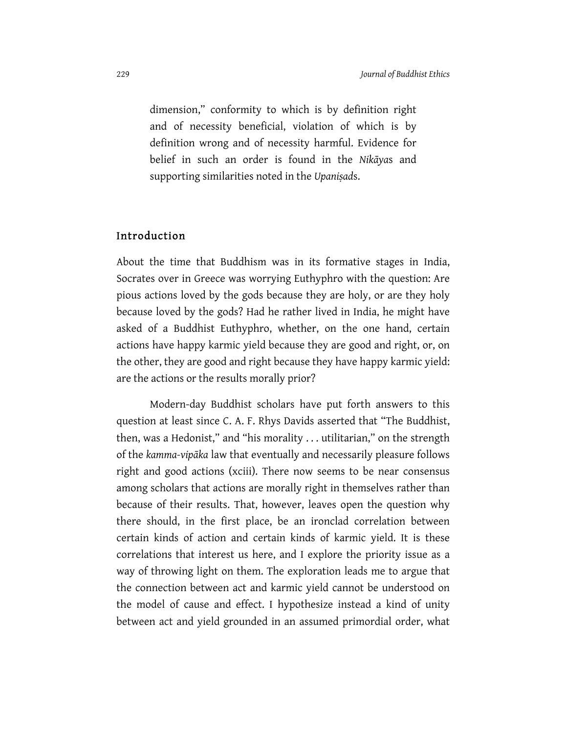dimension," conformity to which is by definition right and of necessity beneficial, violation of which is by definition wrong and of necessity harmful. Evidence for belief in such an order is found in the *Nikāya*s and supporting similarities noted in the *Upaniṣad*s.

## Introduction

About the time that Buddhism was in its formative stages in India, Socrates over in Greece was worrying Euthyphro with the question: Are pious actions loved by the gods because they are holy, or are they holy because loved by the gods? Had he rather lived in India, he might have asked of a Buddhist Euthyphro, whether, on the one hand, certain actions have happy karmic yield because they are good and right, or, on the other, they are good and right because they have happy karmic yield: are the actions or the results morally prior?

Modern-day Buddhist scholars have put forth answers to this question at least since C. A. F. Rhys Davids asserted that "The Buddhist, then, was a Hedonist," and "his morality . . . utilitarian," on the strength of the *kamma-vipāka* law that eventually and necessarily pleasure follows right and good actions (xciii). There now seems to be near consensus among scholars that actions are morally right in themselves rather than because of their results. That, however, leaves open the question why there should, in the first place, be an ironclad correlation between certain kinds of action and certain kinds of karmic yield. It is these correlations that interest us here, and I explore the priority issue as a way of throwing light on them. The exploration leads me to argue that the connection between act and karmic yield cannot be understood on the model of cause and effect. I hypothesize instead a kind of unity between act and yield grounded in an assumed primordial order, what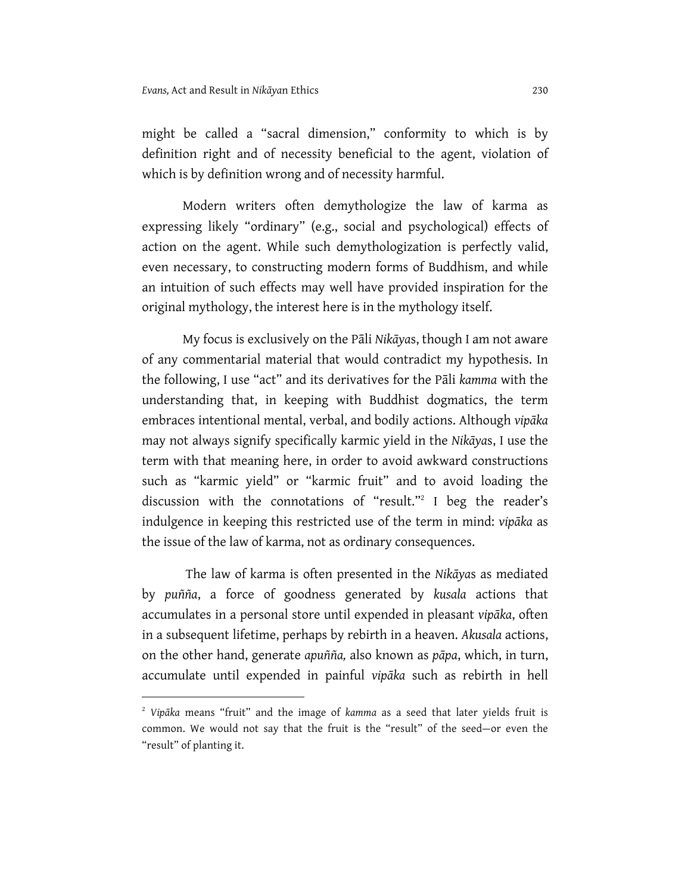might be called a "sacral dimension," conformity to which is by definition right and of necessity beneficial to the agent, violation of which is by definition wrong and of necessity harmful.

Modern writers often demythologize the law of karma as expressing likely "ordinary" (e.g., social and psychological) effects of action on the agent. While such demythologization is perfectly valid, even necessary, to constructing modern forms of Buddhism, and while an intuition of such effects may well have provided inspiration for the original mythology, the interest here is in the mythology itself.

My focus is exclusively on the Pāli *Nikāya*s, though I am not aware of any commentarial material that would contradict my hypothesis. In the following, I use "act" and its derivatives for the Pāli *kamma* with the understanding that, in keeping with Buddhist dogmatics, the term embraces intentional mental, verbal, and bodily actions. Although *vipāka* may not always signify specifically karmic yield in the *Nikāya*s, I use the term with that meaning here, in order to avoid awkward constructions such as "karmic yield" or "karmic fruit" and to avoid loading the discussion with the connotations of "result."[2] I beg the reader's indulgence in keeping this restricted use of the term in mind: *vipāka* as the issue of the law of karma, not as ordinary consequences.

The law of karma is often presented in the *Nikāya*s as mediated by *puñña*, a force of goodness generated by *kusala* actions that accumulates in a personal store until expended in pleasant *vipāka*, often in a subsequent lifetime, perhaps by rebirth in a heaven. *Akusala* actions, on the other hand, generate *apuñña,* also known as *pāpa*, which, in turn, accumulate until expended in painful *vipāka* such as rebirth in hell

---

[2] *Vipāka* means "fruit" and the image of *kamma* as a seed that later yields fruit is common. We would not say that the fruit is the "result" of the seed—or even the "result" of planting it.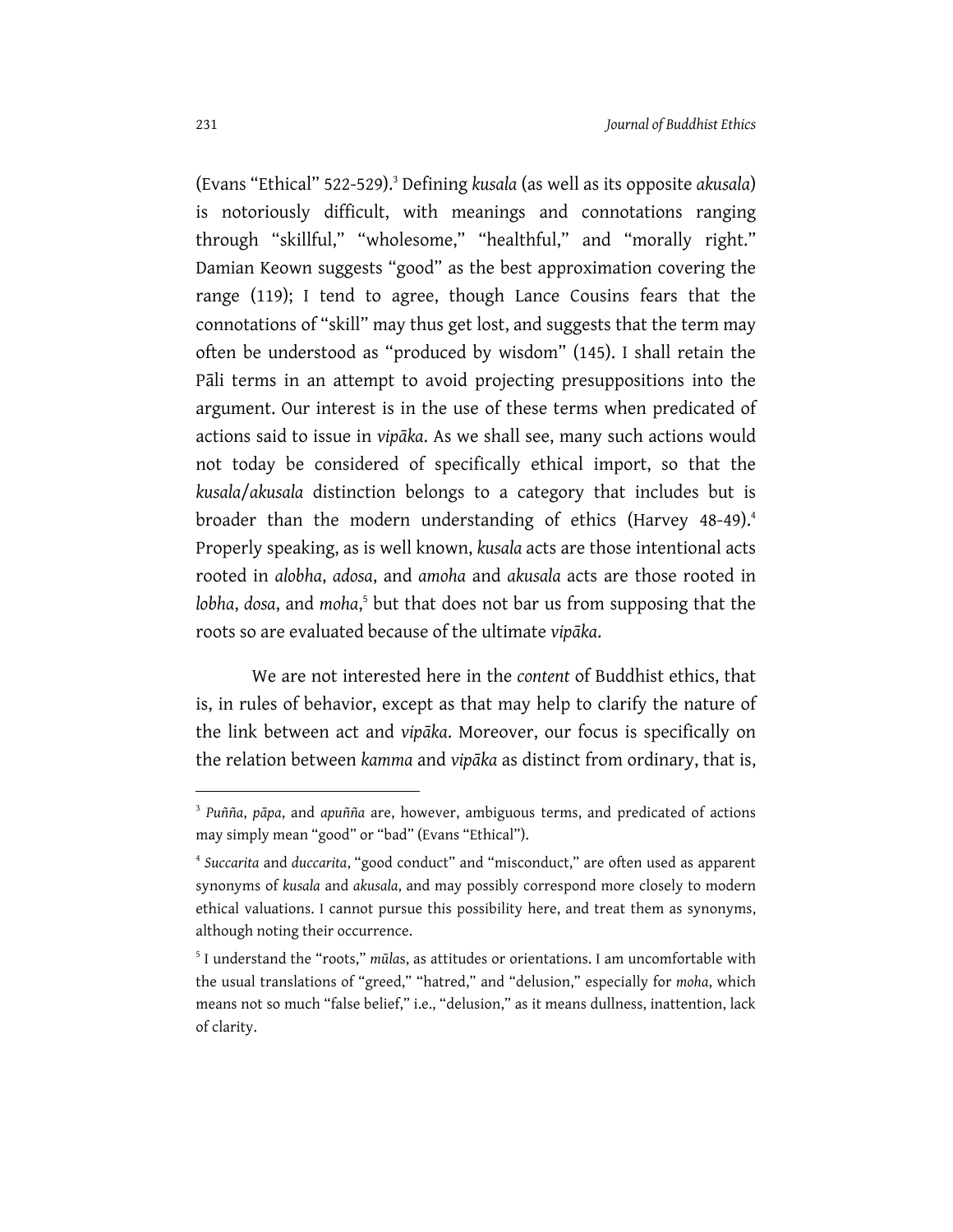(Evans "Ethical" 522-529).[3] Defining *kusala* (as well as its opposite *akusala*) is notoriously difficult, with meanings and connotations ranging through "skillful," "wholesome," "healthful," and "morally right." Damian Keown suggests "good" as the best approximation covering the range (119); I tend to agree, though Lance Cousins fears that the connotations of "skill" may thus get lost, and suggests that the term may often be understood as "produced by wisdom" (145). I shall retain the Pāli terms in an attempt to avoid projecting presuppositions into the argument. Our interest is in the use of these terms when predicated of actions said to issue in *vipāka*. As we shall see, many such actions would not today be considered of specifically ethical import, so that the *kusala*/*akusala* distinction belongs to a category that includes but is broader than the modern understanding of ethics (Harvey 48-49).[4] Properly speaking, as is well known, *kusala* acts are those intentional acts rooted in *alobha*, *adosa*, and *amoha* and *akusala* acts are those rooted in *lobha*, *dosa*, and *moha*,[5] but that does not bar us from supposing that the roots so are evaluated because of the ultimate *vipāka*.

We are not interested here in the *content* of Buddhist ethics, that is, in rules of behavior, except as that may help to clarify the nature of the link between act and *vipāka*. Moreover, our focus is specifically on the relation between *kamma* and *vipāka* as distinct from ordinary, that is,

---

[3] *Puñña*, *pāpa*, and *apuñña* are, however, ambiguous terms, and predicated of actions may simply mean "good" or "bad" (Evans "Ethical").

[4] *Succarita* and *duccarita*, "good conduct" and "misconduct," are often used as apparent synonyms of *kusala* and *akusala*, and may possibly correspond more closely to modern ethical valuations. I cannot pursue this possibility here, and treat them as synonyms, although noting their occurrence.

[5] I understand the "roots," *mūla*s, as attitudes or orientations. I am uncomfortable with the usual translations of "greed," "hatred," and "delusion," especially for *moha*, which means not so much "false belief," i.e., "delusion," as it means dullness, inattention, lack of clarity.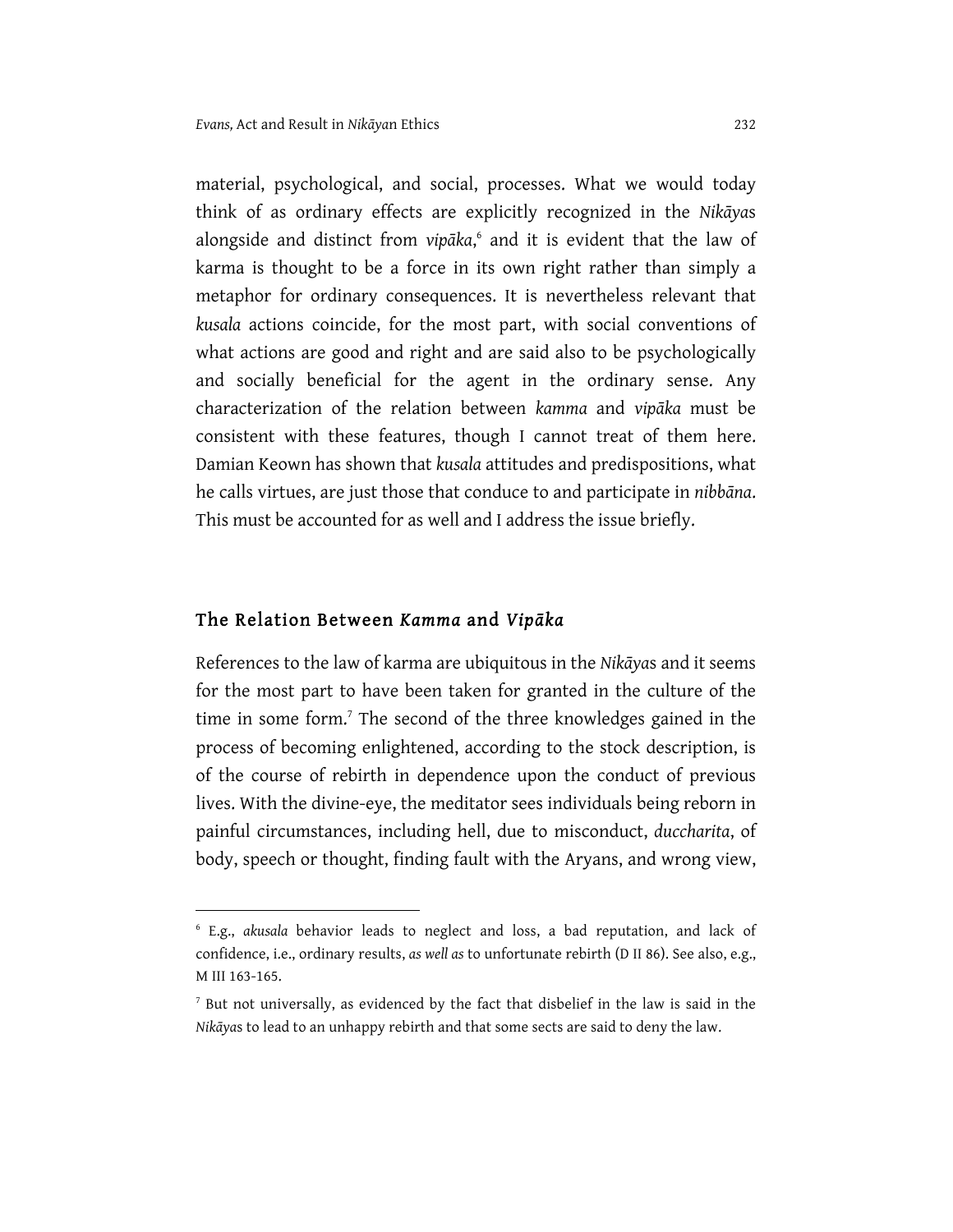material, psychological, and social, processes. What we would today think of as ordinary effects are explicitly recognized in the *Nikāya*s alongside and distinct from *vipāka*,[6] and it is evident that the law of karma is thought to be a force in its own right rather than simply a metaphor for ordinary consequences. It is nevertheless relevant that *kusala* actions coincide, for the most part, with social conventions of what actions are good and right and are said also to be psychologically and socially beneficial for the agent in the ordinary sense. Any characterization of the relation between *kamma* and *vipāka* must be consistent with these features, though I cannot treat of them here. Damian Keown has shown that *kusala* attitudes and predispositions, what he calls virtues, are just those that conduce to and participate in *nibbāna*. This must be accounted for as well and I address the issue briefly.

## The Relation Between *Kamma* and *Vipāka*

References to the law of karma are ubiquitous in the *Nikāya*s and it seems for the most part to have been taken for granted in the culture of the time in some form.[7] The second of the three knowledges gained in the process of becoming enlightened, according to the stock description, is of the course of rebirth in dependence upon the conduct of previous lives. With the divine-eye, the meditator sees individuals being reborn in painful circumstances, including hell, due to misconduct, *duccharita*, of body, speech or thought, finding fault with the Aryans, and wrong view,

---

[6] E.g., *akusala* behavior leads to neglect and loss, a bad reputation, and lack of confidence, i.e., ordinary results, *as well as* to unfortunate rebirth (D II 86). See also, e.g., M III 163-165.

[7] But not universally, as evidenced by the fact that disbelief in the law is said in the *Nikāya*s to lead to an unhappy rebirth and that some sects are said to deny the law.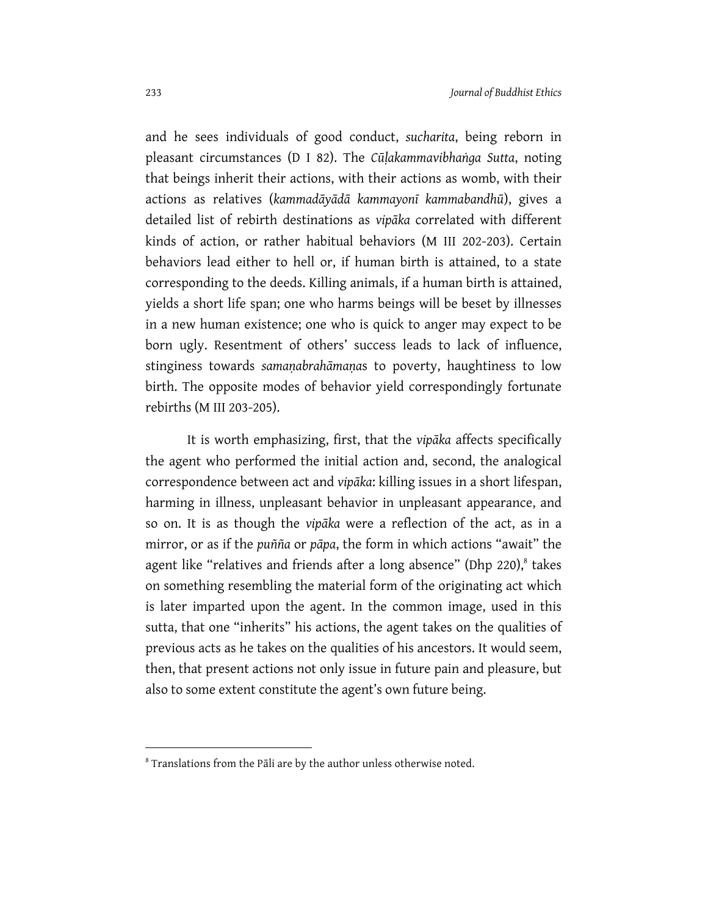and he sees individuals of good conduct, *sucharita*, being reborn in pleasant circumstances (D I 82). The *Cūḷakammavibhaṅga Sutta*, noting that beings inherit their actions, with their actions as womb, with their actions as relatives (*kammadāyādā kammayonī kammabandhū*), gives a detailed list of rebirth destinations as *vipāka* correlated with different kinds of action, or rather habitual behaviors (M III 202-203). Certain behaviors lead either to hell or, if human birth is attained, to a state corresponding to the deeds. Killing animals, if a human birth is attained, yields a short life span; one who harms beings will be beset by illnesses in a new human existence; one who is quick to anger may expect to be born ugly. Resentment of others' success leads to lack of influence, stinginess towards *samaṇabrahāmaṇa*s to poverty, haughtiness to low birth. The opposite modes of behavior yield correspondingly fortunate rebirths (M III 203-205).

It is worth emphasizing, first, that the *vipāka* affects specifically the agent who performed the initial action and, second, the analogical correspondence between act and *vipāka*: killing issues in a short lifespan, harming in illness, unpleasant behavior in unpleasant appearance, and so on. It is as though the *vipāka* were a reflection of the act, as in a mirror, or as if the *puñña* or *pāpa*, the form in which actions "await" the agent like "relatives and friends after a long absence" (Dhp 220),[8] takes on something resembling the material form of the originating act which is later imparted upon the agent. In the common image, used in this sutta, that one "inherits" his actions, the agent takes on the qualities of previous acts as he takes on the qualities of his ancestors. It would seem, then, that present actions not only issue in future pain and pleasure, but also to some extent constitute the agent's own future being.

---

[8] Translations from the Pāli are by the author unless otherwise noted.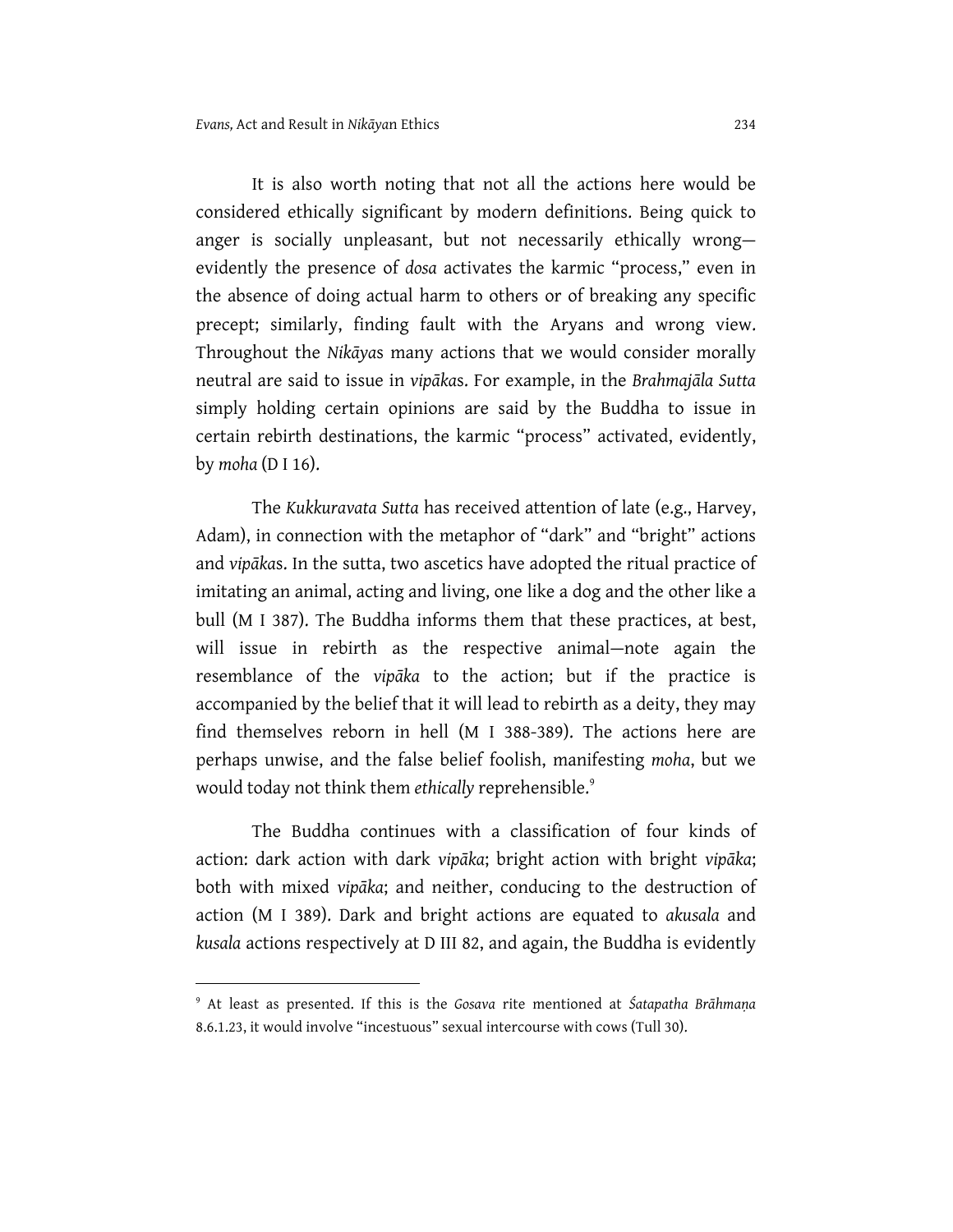It is also worth noting that not all the actions here would be considered ethically significant by modern definitions. Being quick to anger is socially unpleasant, but not necessarily ethically wrong—evidently the presence of *dosa* activates the karmic "process," even in the absence of doing actual harm to others or of breaking any specific precept; similarly, finding fault with the Aryans and wrong view. Throughout the *Nikāyas* many actions that we would consider morally neutral are said to issue in *vipāka*s. For example, in the *Brahmajāla Sutta* simply holding certain opinions are said by the Buddha to issue in certain rebirth destinations, the karmic "process" activated, evidently, by *moha* (D I 16).

The *Kukkuravata Sutta* has received attention of late (e.g., Harvey, Adam), in connection with the metaphor of "dark" and "bright" actions and *vipāka*s. In the sutta, two ascetics have adopted the ritual practice of imitating an animal, acting and living, one like a dog and the other like a bull (M I 387). The Buddha informs them that these practices, at best, will issue in rebirth as the respective animal—note again the resemblance of the *vipāka* to the action; but if the practice is accompanied by the belief that it will lead to rebirth as a deity, they may find themselves reborn in hell (M I 388-389). The actions here are perhaps unwise, and the false belief foolish, manifesting *moha*, but we would today not think them *ethically* reprehensible.[9]

The Buddha continues with a classification of four kinds of action: dark action with dark *vipāka*; bright action with bright *vipāka*; both with mixed *vipāka*; and neither, conducing to the destruction of action (M I 389). Dark and bright actions are equated to *akusala* and *kusala* actions respectively at D III 82, and again, the Buddha is evidently

---

[9] At least as presented. If this is the *Gosava* rite mentioned at *Śatapatha Brāhmaṇa* 8.6.1.23, it would involve "incestuous" sexual intercourse with cows (Tull 30).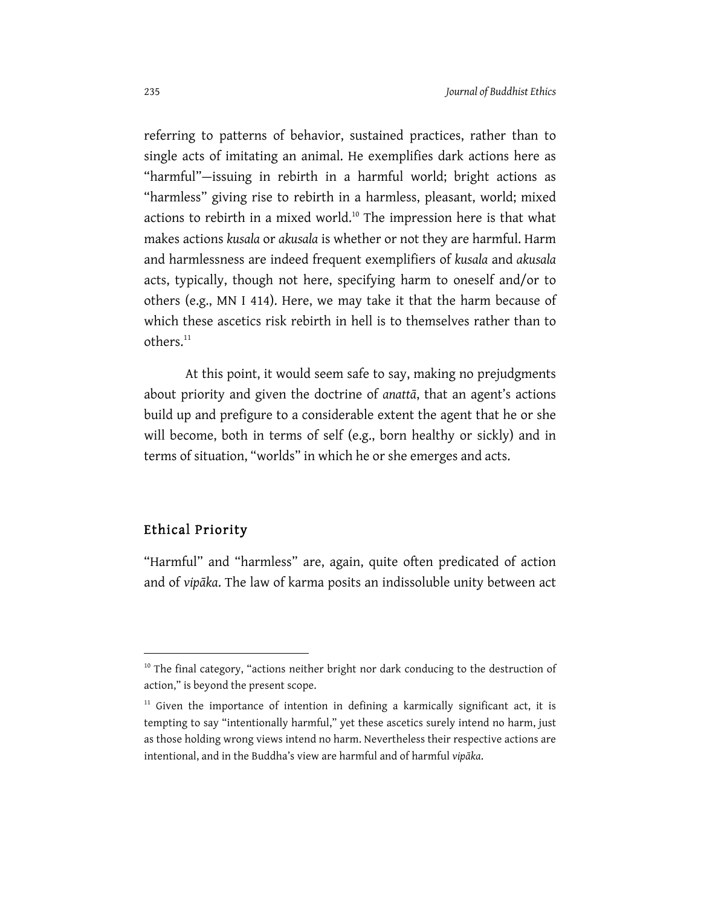referring to patterns of behavior, sustained practices, rather than to single acts of imitating an animal. He exemplifies dark actions here as "harmful"—issuing in rebirth in a harmful world; bright actions as "harmless" giving rise to rebirth in a harmless, pleasant, world; mixed actions to rebirth in a mixed world.[10] The impression here is that what makes actions *kusala* or *akusala* is whether or not they are harmful. Harm and harmlessness are indeed frequent exemplifiers of *kusala* and *akusala* acts, typically, though not here, specifying harm to oneself and/or to others (e.g., MN I 414). Here, we may take it that the harm because of which these ascetics risk rebirth in hell is to themselves rather than to others.[11]

At this point, it would seem safe to say, making no prejudgments about priority and given the doctrine of *anattā*, that an agent's actions build up and prefigure to a considerable extent the agent that he or she will become, both in terms of self (e.g., born healthy or sickly) and in terms of situation, "worlds" in which he or she emerges and acts.

## Ethical Priority

"Harmful" and "harmless" are, again, quite often predicated of action and of *vipāka*. The law of karma posits an indissoluble unity between act

---

[10] The final category, "actions neither bright nor dark conducing to the destruction of action," is beyond the present scope.

[11] Given the importance of intention in defining a karmically significant act, it is tempting to say "intentionally harmful," yet these ascetics surely intend no harm, just as those holding wrong views intend no harm. Nevertheless their respective actions are intentional, and in the Buddha's view are harmful and of harmful *vipāka*.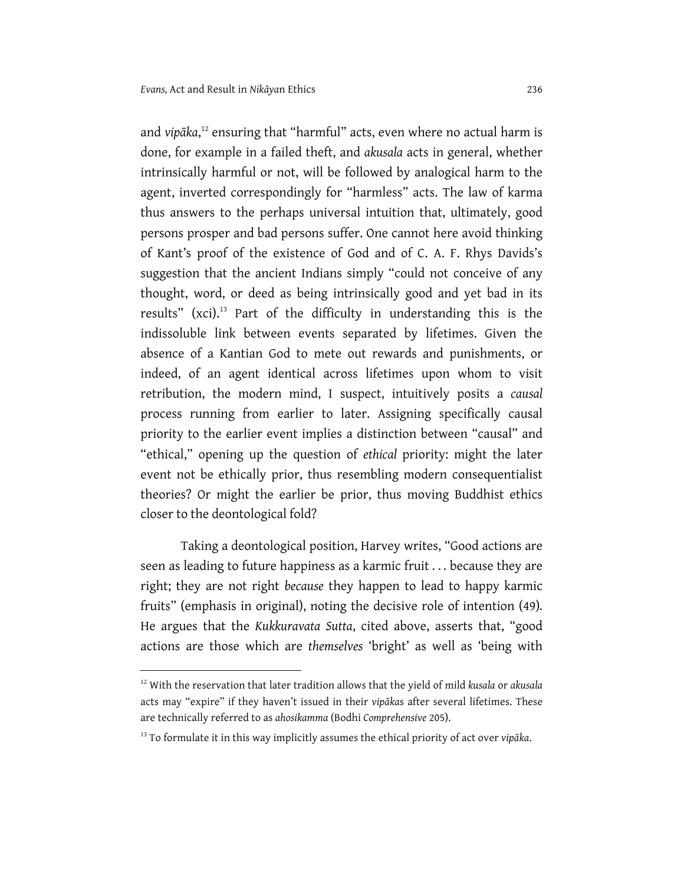and *vipāka*,[12] ensuring that "harmful" acts, even where no actual harm is done, for example in a failed theft, and *akusala* acts in general, whether intrinsically harmful or not, will be followed by analogical harm to the agent, inverted correspondingly for "harmless" acts. The law of karma thus answers to the perhaps universal intuition that, ultimately, good persons prosper and bad persons suffer. One cannot here avoid thinking of Kant's proof of the existence of God and of C. A. F. Rhys Davids's suggestion that the ancient Indians simply "could not conceive of any thought, word, or deed as being intrinsically good and yet bad in its results" (xci).[13] Part of the difficulty in understanding this is the indissoluble link between events separated by lifetimes. Given the absence of a Kantian God to mete out rewards and punishments, or indeed, of an agent identical across lifetimes upon whom to visit retribution, the modern mind, I suspect, intuitively posits a *causal* process running from earlier to later. Assigning specifically causal priority to the earlier event implies a distinction between "causal" and "ethical," opening up the question of *ethical* priority: might the later event not be ethically prior, thus resembling modern consequentialist theories? Or might the earlier be prior, thus moving Buddhist ethics closer to the deontological fold?

Taking a deontological position, Harvey writes, "Good actions are seen as leading to future happiness as a karmic fruit . . . because they are right; they are not right *because* they happen to lead to happy karmic fruits" (emphasis in original), noting the decisive role of intention (49). He argues that the *Kukkuravata Sutta*, cited above, asserts that, "good actions are those which are *themselves* 'bright' as well as 'being with

---

[12] With the reservation that later tradition allows that the yield of mild *kusala* or *akusala* acts may "expire" if they haven't issued in their *vipāka*s after several lifetimes. These are technically referred to as *ahosikamma* (Bodhi *Comprehensive* 205).

[13] To formulate it in this way implicitly assumes the ethical priority of act over *vipāka*.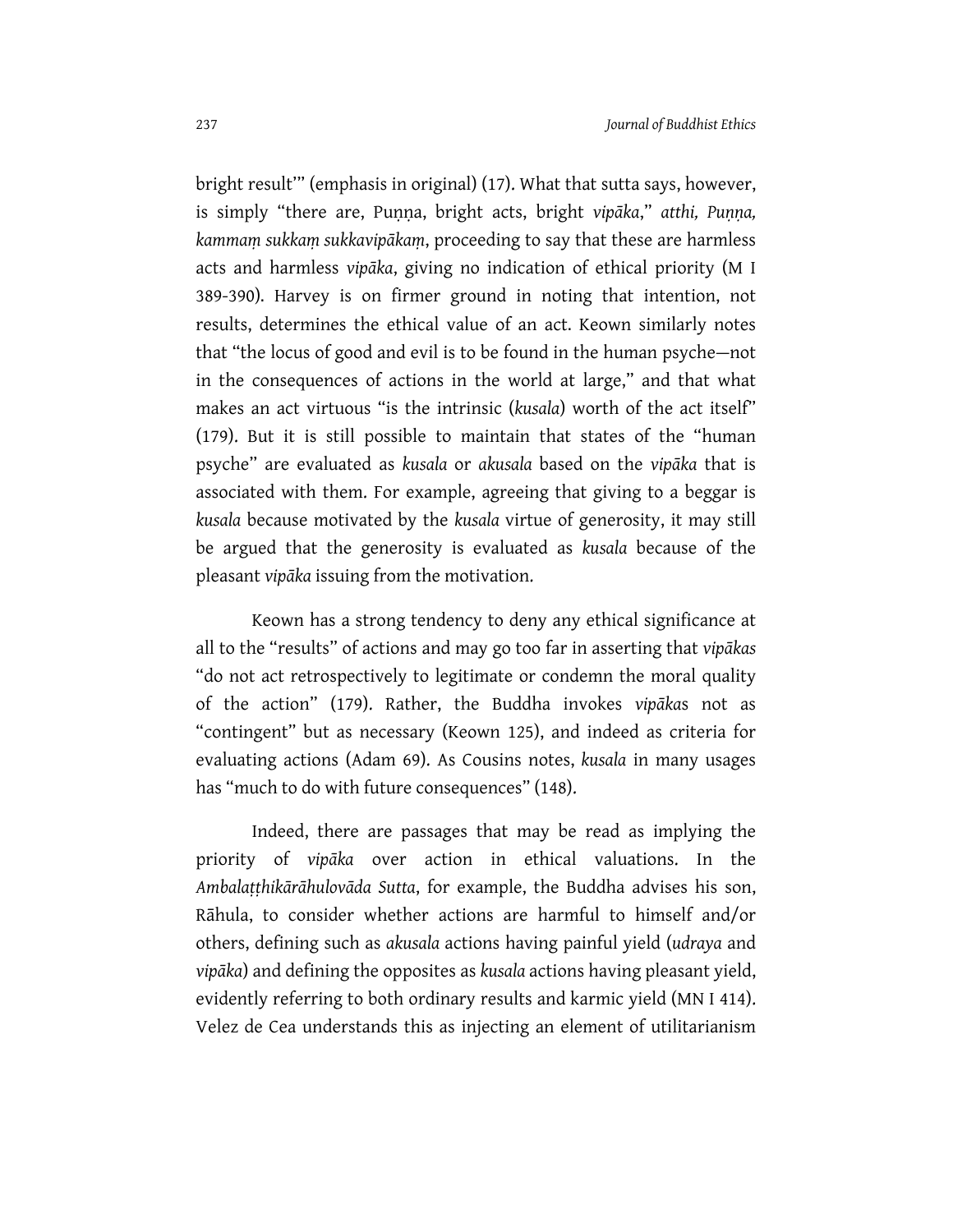bright result'" (emphasis in original) (17). What that sutta says, however, is simply "there are, Puṇṇa, bright acts, bright *vipāka*," *atthi, Puṇṇa, kammaṃ sukkaṃ sukkavipākaṃ*, proceeding to say that these are harmless acts and harmless *vipāka*, giving no indication of ethical priority (M I 389-390). Harvey is on firmer ground in noting that intention, not results, determines the ethical value of an act. Keown similarly notes that "the locus of good and evil is to be found in the human psyche—not in the consequences of actions in the world at large," and that what makes an act virtuous "is the intrinsic (*kusala*) worth of the act itself" (179). But it is still possible to maintain that states of the "human psyche" are evaluated as *kusala* or *akusala* based on the *vipāka* that is associated with them. For example, agreeing that giving to a beggar is *kusala* because motivated by the *kusala* virtue of generosity, it may still be argued that the generosity is evaluated as *kusala* because of the pleasant *vipāka* issuing from the motivation.

Keown has a strong tendency to deny any ethical significance at all to the "results" of actions and may go too far in asserting that *vipākas* "do not act retrospectively to legitimate or condemn the moral quality of the action" (179). Rather, the Buddha invokes *vipāka*s not as "contingent" but as necessary (Keown 125), and indeed as criteria for evaluating actions (Adam 69). As Cousins notes, *kusala* in many usages has "much to do with future consequences" (148).

Indeed, there are passages that may be read as implying the priority of *vipāka* over action in ethical valuations. In the *Ambalaṭṭhikārāhulovāda Sutta*, for example, the Buddha advises his son, Rāhula, to consider whether actions are harmful to himself and/or others, defining such as *akusala* actions having painful yield (*udraya* and *vipāka*) and defining the opposites as *kusala* actions having pleasant yield, evidently referring to both ordinary results and karmic yield (MN I 414). Velez de Cea understands this as injecting an element of utilitarianism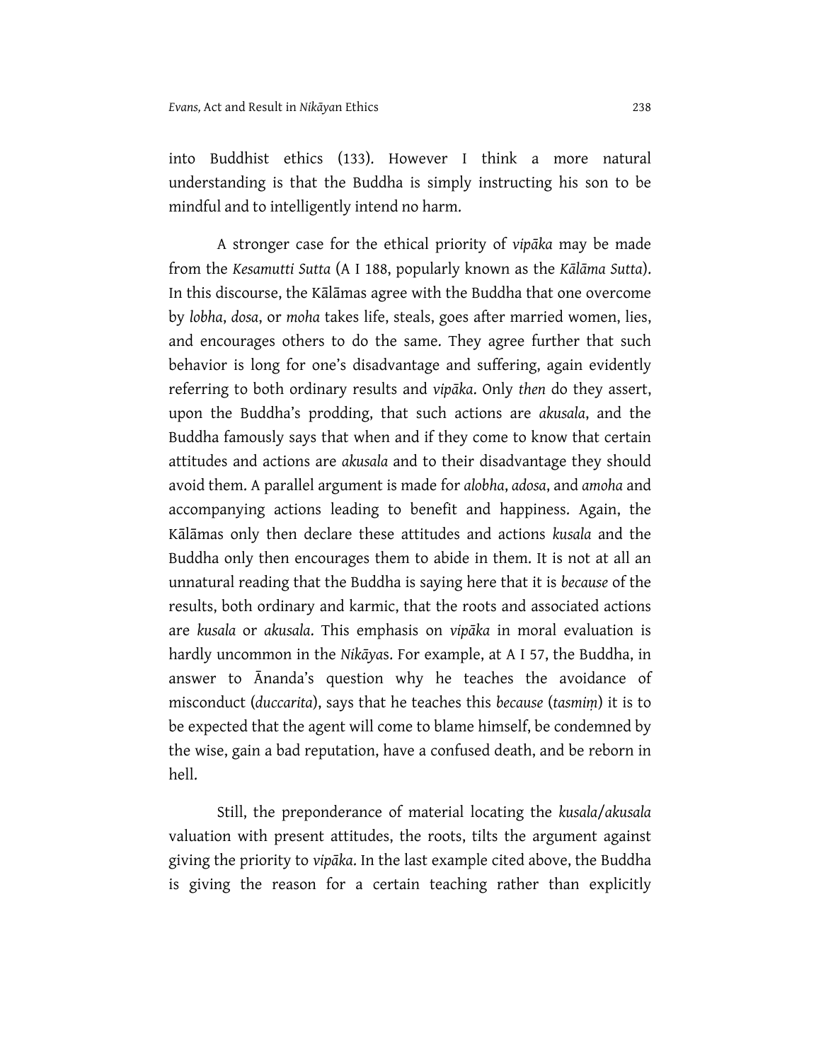into Buddhist ethics (133). However I think a more natural understanding is that the Buddha is simply instructing his son to be mindful and to intelligently intend no harm.

A stronger case for the ethical priority of *vipāka* may be made from the *Kesamutti Sutta* (A I 188, popularly known as the *Kālāma Sutta*). In this discourse, the Kālāmas agree with the Buddha that one overcome by *lobha*, *dosa*, or *moha* takes life, steals, goes after married women, lies, and encourages others to do the same. They agree further that such behavior is long for one's disadvantage and suffering, again evidently referring to both ordinary results and *vipāka*. Only *then* do they assert, upon the Buddha's prodding, that such actions are *akusala*, and the Buddha famously says that when and if they come to know that certain attitudes and actions are *akusala* and to their disadvantage they should avoid them. A parallel argument is made for *alobha*, *adosa*, and *amoha* and accompanying actions leading to benefit and happiness. Again, the Kālāmas only then declare these attitudes and actions *kusala* and the Buddha only then encourages them to abide in them. It is not at all an unnatural reading that the Buddha is saying here that it is *because* of the results, both ordinary and karmic, that the roots and associated actions are *kusala* or *akusala*. This emphasis on *vipāka* in moral evaluation is hardly uncommon in the *Nikāyas*. For example, at A I 57, the Buddha, in answer to Ānanda's question why he teaches the avoidance of misconduct (*duccarita*), says that he teaches this *because* (*tasmiṃ*) it is to be expected that the agent will come to blame himself, be condemned by the wise, gain a bad reputation, have a confused death, and be reborn in hell.

Still, the preponderance of material locating the *kusala*/*akusala* valuation with present attitudes, the roots, tilts the argument against giving the priority to *vipāka*. In the last example cited above, the Buddha is giving the reason for a certain teaching rather than explicitly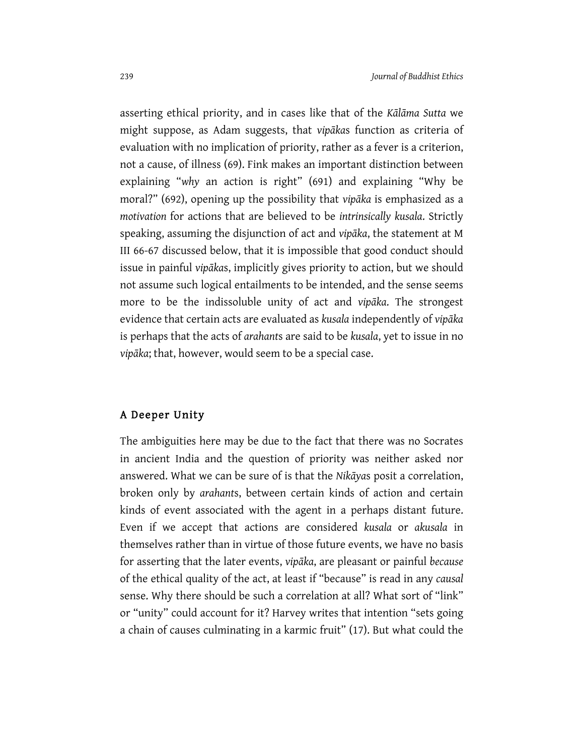asserting ethical priority, and in cases like that of the *Kālāma Sutta* we might suppose, as Adam suggests, that *vipāka*s function as criteria of evaluation with no implication of priority, rather as a fever is a criterion, not a cause, of illness (69). Fink makes an important distinction between explaining "*why* an action is right" (691) and explaining "Why be moral?" (692), opening up the possibility that *vipāka* is emphasized as a *motivation* for actions that are believed to be *intrinsically kusala*. Strictly speaking, assuming the disjunction of act and *vipāka*, the statement at M III 66-67 discussed below, that it is impossible that good conduct should issue in painful *vipāka*s, implicitly gives priority to action, but we should not assume such logical entailments to be intended, and the sense seems more to be the indissoluble unity of act and *vipāka*. The strongest evidence that certain acts are evaluated as *kusala* independently of *vipāka* is perhaps that the acts of *arahant*s are said to be *kusala*, yet to issue in no *vipāka*; that, however, would seem to be a special case.

## A Deeper Unity

The ambiguities here may be due to the fact that there was no Socrates in ancient India and the question of priority was neither asked nor answered. What we can be sure of is that the *Nikāya*s posit a correlation, broken only by *arahant*s, between certain kinds of action and certain kinds of event associated with the agent in a perhaps distant future. Even if we accept that actions are considered *kusala* or *akusala* in themselves rather than in virtue of those future events, we have no basis for asserting that the later events, *vipāka*, are pleasant or painful *because* of the ethical quality of the act, at least if "because" is read in any *causal* sense. Why there should be such a correlation at all? What sort of "link" or "unity" could account for it? Harvey writes that intention "sets going a chain of causes culminating in a karmic fruit" (17). But what could the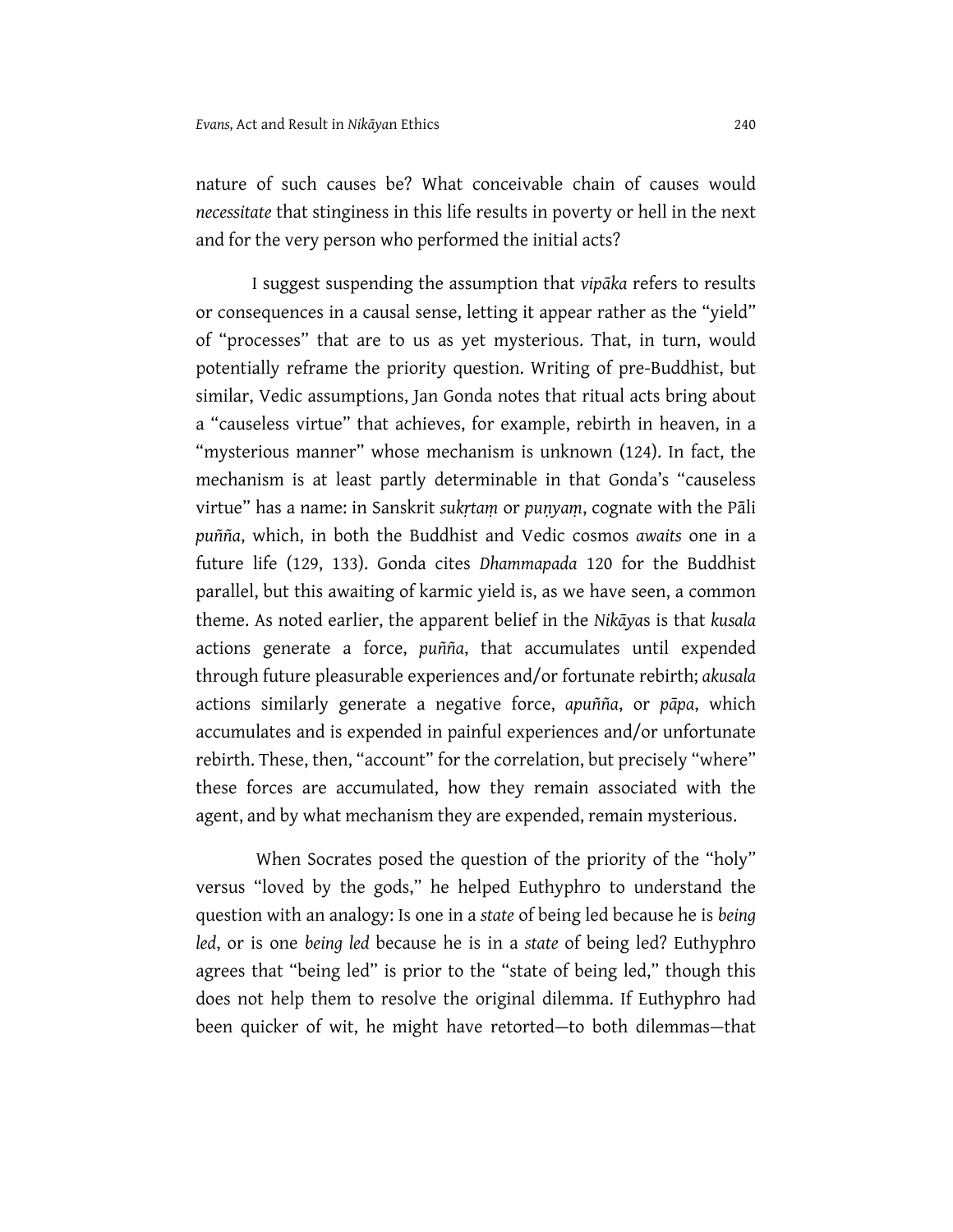nature of such causes be? What conceivable chain of causes would *necessitate* that stinginess in this life results in poverty or hell in the next and for the very person who performed the initial acts?

I suggest suspending the assumption that *vipāka* refers to results or consequences in a causal sense, letting it appear rather as the "yield" of "processes" that are to us as yet mysterious. That, in turn, would potentially reframe the priority question. Writing of pre-Buddhist, but similar, Vedic assumptions, Jan Gonda notes that ritual acts bring about a "causeless virtue" that achieves, for example, rebirth in heaven, in a "mysterious manner" whose mechanism is unknown (124). In fact, the mechanism is at least partly determinable in that Gonda's "causeless virtue" has a name: in Sanskrit *sukṛtaṃ* or *puṇyaṃ*, cognate with the Pāli *puñña*, which, in both the Buddhist and Vedic cosmos *awaits* one in a future life (129, 133). Gonda cites *Dhammapada* 120 for the Buddhist parallel, but this awaiting of karmic yield is, as we have seen, a common theme. As noted earlier, the apparent belief in the *Nikāya*s is that *kusala* actions generate a force, *puñña*, that accumulates until expended through future pleasurable experiences and/or fortunate rebirth; *akusala* actions similarly generate a negative force, *apuñña*, or *pāpa*, which accumulates and is expended in painful experiences and/or unfortunate rebirth. These, then, "account" for the correlation, but precisely "where" these forces are accumulated, how they remain associated with the agent, and by what mechanism they are expended, remain mysterious.

When Socrates posed the question of the priority of the "holy" versus "loved by the gods," he helped Euthyphro to understand the question with an analogy: Is one in a *state* of being led because he is *being led*, or is one *being led* because he is in a *state* of being led? Euthyphro agrees that "being led" is prior to the "state of being led," though this does not help them to resolve the original dilemma. If Euthyphro had been quicker of wit, he might have retorted—to both dilemmas—that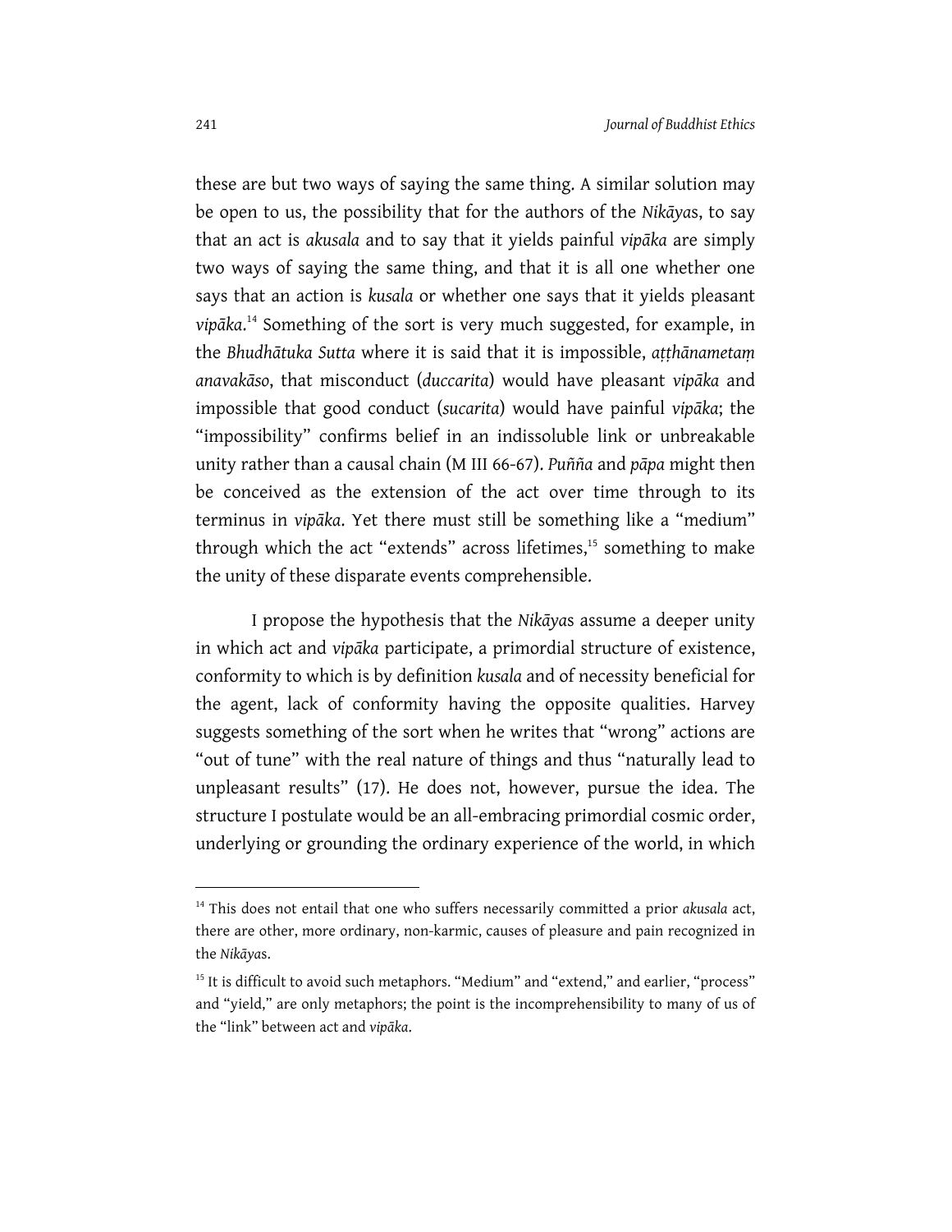these are but two ways of saying the same thing. A similar solution may be open to us, the possibility that for the authors of the *Nikāya*s, to say that an act is *akusala* and to say that it yields painful *vipāka* are simply two ways of saying the same thing, and that it is all one whether one says that an action is *kusala* or whether one says that it yields pleasant *vipāka*.[14] Something of the sort is very much suggested, for example, in the *Bhudhātuka Sutta* where it is said that it is impossible, *aṭṭhānametaṃ anavakāso*, that misconduct (*duccarita*) would have pleasant *vipāka* and impossible that good conduct (*sucarita*) would have painful *vipāka*; the "impossibility" confirms belief in an indissoluble link or unbreakable unity rather than a causal chain (M III 66-67). *Puñña* and *pāpa* might then be conceived as the extension of the act over time through to its terminus in *vipāka*. Yet there must still be something like a "medium" through which the act "extends" across lifetimes,[15] something to make the unity of these disparate events comprehensible.

I propose the hypothesis that the *Nikāya*s assume a deeper unity in which act and *vipāka* participate, a primordial structure of existence, conformity to which is by definition *kusala* and of necessity beneficial for the agent, lack of conformity having the opposite qualities. Harvey suggests something of the sort when he writes that "wrong" actions are "out of tune" with the real nature of things and thus "naturally lead to unpleasant results" (17). He does not, however, pursue the idea. The structure I postulate would be an all-embracing primordial cosmic order, underlying or grounding the ordinary experience of the world, in which

---

[14] This does not entail that one who suffers necessarily committed a prior *akusala* act, there are other, more ordinary, non-karmic, causes of pleasure and pain recognized in the *Nikāya*s.

[15] It is difficult to avoid such metaphors. "Medium" and "extend," and earlier, "process" and "yield," are only metaphors; the point is the incomprehensibility to many of us of the "link" between act and *vipāka*.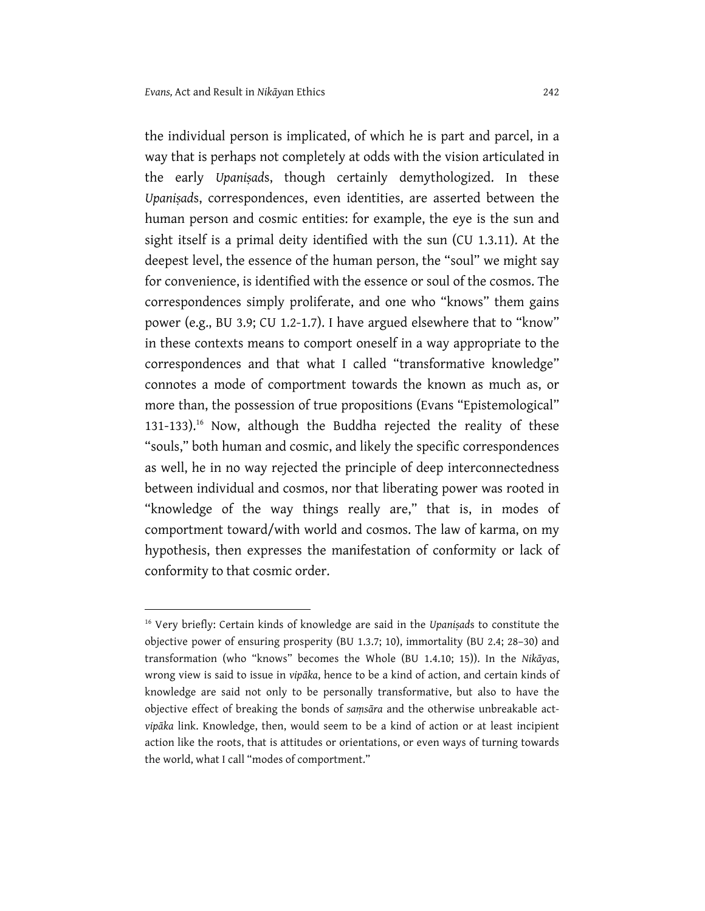the individual person is implicated, of which he is part and parcel, in a way that is perhaps not completely at odds with the vision articulated in the early *Upaniṣad*s, though certainly demythologized. In these *Upaniṣad*s, correspondences, even identities, are asserted between the human person and cosmic entities: for example, the eye is the sun and sight itself is a primal deity identified with the sun (CU 1.3.11). At the deepest level, the essence of the human person, the "soul" we might say for convenience, is identified with the essence or soul of the cosmos. The correspondences simply proliferate, and one who "knows" them gains power (e.g., BU 3.9; CU 1.2-1.7). I have argued elsewhere that to "know" in these contexts means to comport oneself in a way appropriate to the correspondences and that what I called "transformative knowledge" connotes a mode of comportment towards the known as much as, or more than, the possession of true propositions (Evans "Epistemological" 131-133).[16] Now, although the Buddha rejected the reality of these "souls," both human and cosmic, and likely the specific correspondences as well, he in no way rejected the principle of deep interconnectedness between individual and cosmos, nor that liberating power was rooted in "knowledge of the way things really are," that is, in modes of comportment toward/with world and cosmos. The law of karma, on my hypothesis, then expresses the manifestation of conformity or lack of conformity to that cosmic order.

---

[16] Very briefly: Certain kinds of knowledge are said in the *Upaniṣads* to constitute the objective power of ensuring prosperity (BU 1.3.7; 10), immortality (BU 2.4; 28–30) and transformation (who "knows" becomes the Whole (BU 1.4.10; 15)). In the *Nikāyas*, wrong view is said to issue in *vipāka*, hence to be a kind of action, and certain kinds of knowledge are said not only to be personally transformative, but also to have the objective effect of breaking the bonds of *saṃsāra* and the otherwise unbreakable act-*vipāka* link. Knowledge, then, would seem to be a kind of action or at least incipient action like the roots, that is attitudes or orientations, or even ways of turning towards the world, what I call "modes of comportment."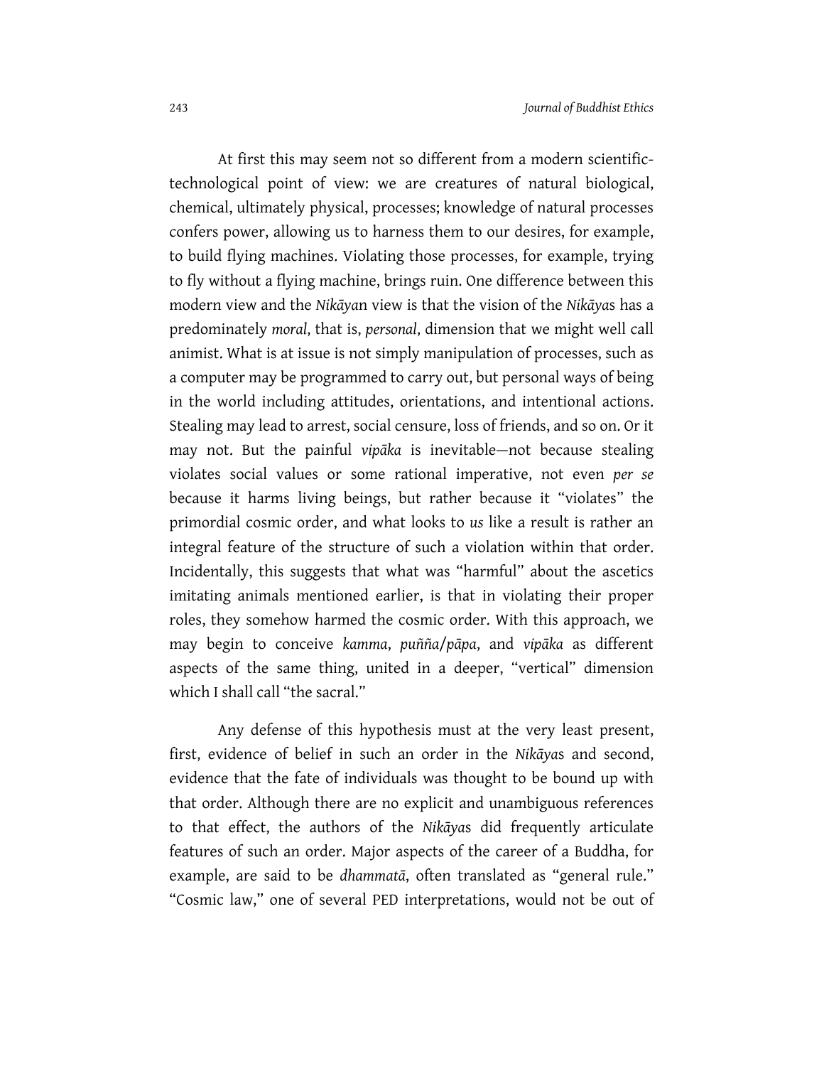At first this may seem not so different from a modern scientific-technological point of view: we are creatures of natural biological, chemical, ultimately physical, processes; knowledge of natural processes confers power, allowing us to harness them to our desires, for example, to build flying machines. Violating those processes, for example, trying to fly without a flying machine, brings ruin. One difference between this modern view and the *Nikāyan* view is that the vision of the *Nikāyas* has a predominately *moral*, that is, *personal*, dimension that we might well call animist. What is at issue is not simply manipulation of processes, such as a computer may be programmed to carry out, but personal ways of being in the world including attitudes, orientations, and intentional actions. Stealing may lead to arrest, social censure, loss of friends, and so on. Or it may not. But the painful *vipāka* is inevitable—not because stealing violates social values or some rational imperative, not even *per se* because it harms living beings, but rather because it "violates" the primordial cosmic order, and what looks to *us* like a result is rather an integral feature of the structure of such a violation within that order. Incidentally, this suggests that what was "harmful" about the ascetics imitating animals mentioned earlier, is that in violating their proper roles, they somehow harmed the cosmic order. With this approach, we may begin to conceive *kamma*, *puñña*/*pāpa*, and *vipāka* as different aspects of the same thing, united in a deeper, "vertical" dimension which I shall call "the sacral."

Any defense of this hypothesis must at the very least present, first, evidence of belief in such an order in the *Nikāyas* and second, evidence that the fate of individuals was thought to be bound up with that order. Although there are no explicit and unambiguous references to that effect, the authors of the *Nikāyas* did frequently articulate features of such an order. Major aspects of the career of a Buddha, for example, are said to be *dhammatā*, often translated as "general rule." "Cosmic law," one of several PED interpretations, would not be out of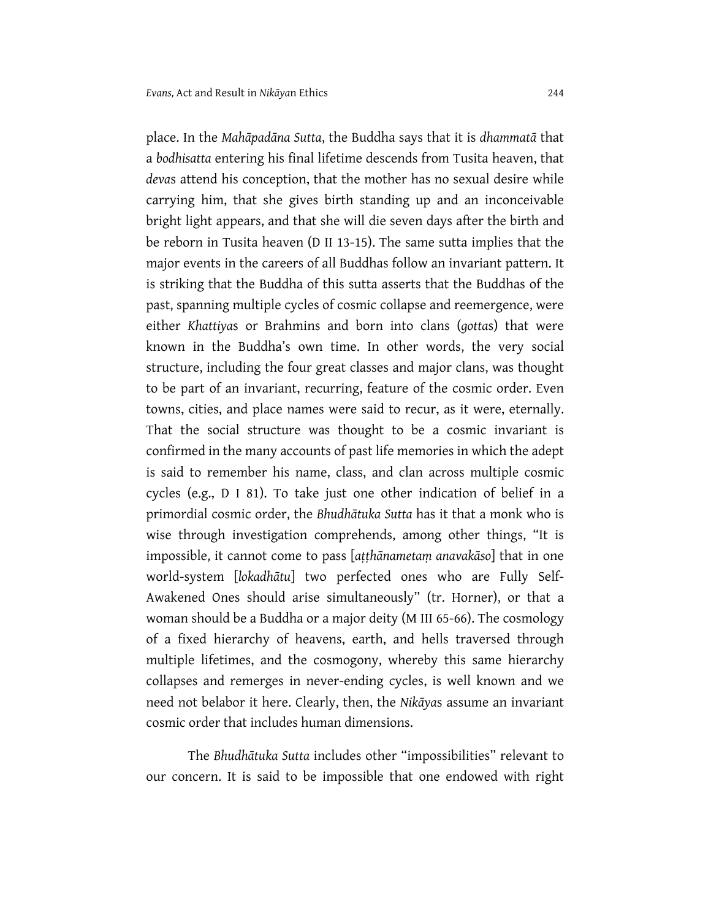place. In the *Mahāpadāna Sutta*, the Buddha says that it is *dhammatā* that a *bodhisatta* entering his final lifetime descends from Tusita heaven, that *deva*s attend his conception, that the mother has no sexual desire while carrying him, that she gives birth standing up and an inconceivable bright light appears, and that she will die seven days after the birth and be reborn in Tusita heaven (D II 13-15). The same sutta implies that the major events in the careers of all Buddhas follow an invariant pattern. It is striking that the Buddha of this sutta asserts that the Buddhas of the past, spanning multiple cycles of cosmic collapse and reemergence, were either *Khattiya*s or Brahmins and born into clans (*gotta*s) that were known in the Buddha's own time. In other words, the very social structure, including the four great classes and major clans, was thought to be part of an invariant, recurring, feature of the cosmic order. Even towns, cities, and place names were said to recur, as it were, eternally. That the social structure was thought to be a cosmic invariant is confirmed in the many accounts of past life memories in which the adept is said to remember his name, class, and clan across multiple cosmic cycles (e.g., D I 81). To take just one other indication of belief in a primordial cosmic order, the *Bhudhātuka Sutta* has it that a monk who is wise through investigation comprehends, among other things, "It is impossible, it cannot come to pass [*aṭṭhānametaṃ anavakāso*] that in one world-system [*lokadhātu*] two perfected ones who are Fully Self-Awakened Ones should arise simultaneously" (tr. Horner), or that a woman should be a Buddha or a major deity (M III 65-66). The cosmology of a fixed hierarchy of heavens, earth, and hells traversed through multiple lifetimes, and the cosmogony, whereby this same hierarchy collapses and remerges in never-ending cycles, is well known and we need not belabor it here. Clearly, then, the *Nikāya*s assume an invariant cosmic order that includes human dimensions.

The *Bhudhātuka Sutta* includes other "impossibilities" relevant to our concern. It is said to be impossible that one endowed with right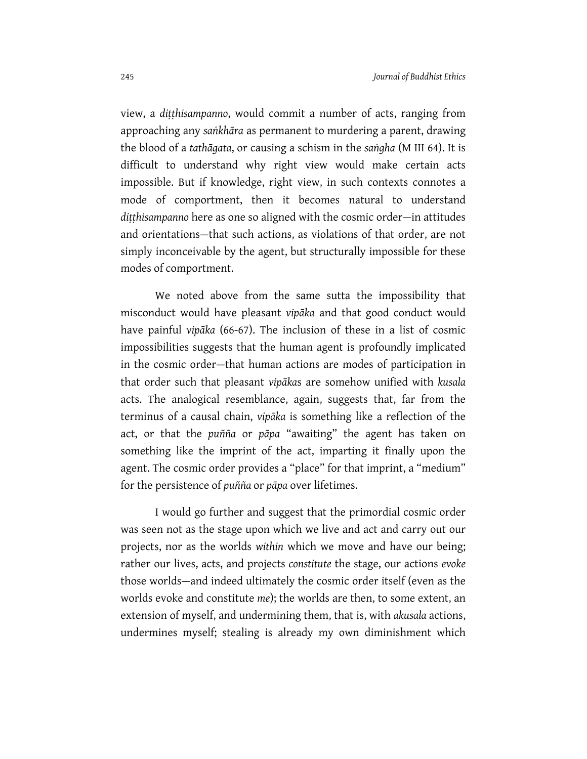view, a *diṭṭhisampanno*, would commit a number of acts, ranging from approaching any *saṅkhāra* as permanent to murdering a parent, drawing the blood of a *tathāgata*, or causing a schism in the *saṅgha* (M III 64). It is difficult to understand why right view would make certain acts impossible. But if knowledge, right view, in such contexts connotes a mode of comportment, then it becomes natural to understand *diṭṭhisampanno* here as one so aligned with the cosmic order—in attitudes and orientations—that such actions, as violations of that order, are not simply inconceivable by the agent, but structurally impossible for these modes of comportment.

We noted above from the same sutta the impossibility that misconduct would have pleasant *vipāka* and that good conduct would have painful *vipāka* (66-67). The inclusion of these in a list of cosmic impossibilities suggests that the human agent is profoundly implicated in the cosmic order—that human actions are modes of participation in that order such that pleasant *vipāka*s are somehow unified with *kusala* acts. The analogical resemblance, again, suggests that, far from the terminus of a causal chain, *vipāka* is something like a reflection of the act, or that the *puñña* or *pāpa* "awaiting" the agent has taken on something like the imprint of the act, imparting it finally upon the agent. The cosmic order provides a "place" for that imprint, a "medium" for the persistence of *puñña* or *pāpa* over lifetimes.

I would go further and suggest that the primordial cosmic order was seen not as the stage upon which we live and act and carry out our projects, nor as the worlds *within* which we move and have our being; rather our lives, acts, and projects *constitute* the stage, our actions *evoke* those worlds—and indeed ultimately the cosmic order itself (even as the worlds evoke and constitute *me*); the worlds are then, to some extent, an extension of myself, and undermining them, that is, with *akusala* actions, undermines myself; stealing is already my own diminishment which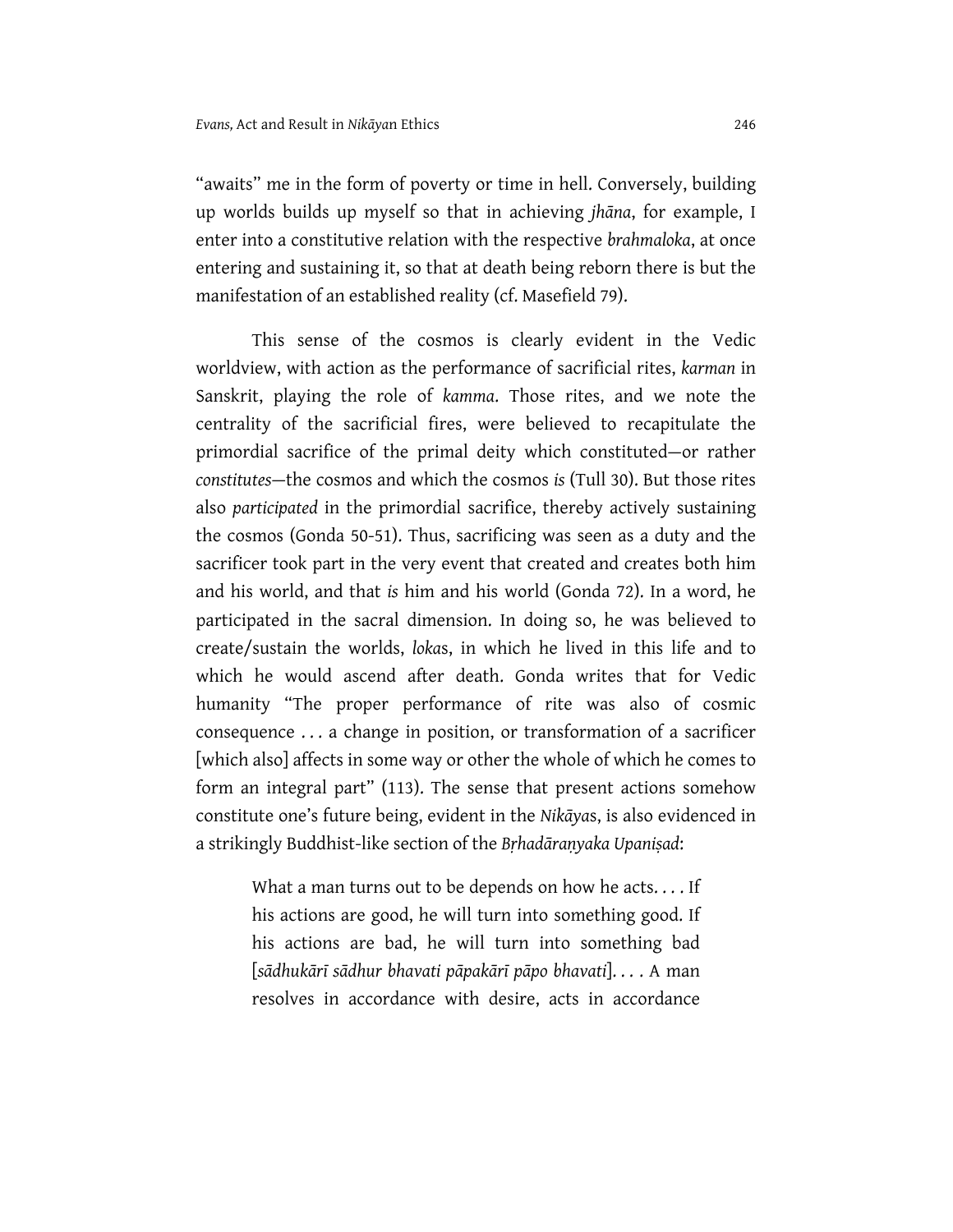"awaits" me in the form of poverty or time in hell. Conversely, building up worlds builds up myself so that in achieving *jhāna*, for example, I enter into a constitutive relation with the respective *brahmaloka*, at once entering and sustaining it, so that at death being reborn there is but the manifestation of an established reality (cf. Masefield 79).

This sense of the cosmos is clearly evident in the Vedic worldview, with action as the performance of sacrificial rites, *karman* in Sanskrit, playing the role of *kamma*. Those rites, and we note the centrality of the sacrificial fires, were believed to recapitulate the primordial sacrifice of the primal deity which constituted—or rather *constitutes*—the cosmos and which the cosmos *is* (Tull 30). But those rites also *participated* in the primordial sacrifice, thereby actively sustaining the cosmos (Gonda 50-51). Thus, sacrificing was seen as a duty and the sacrificer took part in the very event that created and creates both him and his world, and that *is* him and his world (Gonda 72). In a word, he participated in the sacral dimension. In doing so, he was believed to create/sustain the worlds, *loka*s, in which he lived in this life and to which he would ascend after death. Gonda writes that for Vedic humanity "The proper performance of rite was also of cosmic consequence . . . a change in position, or transformation of a sacrificer [which also] affects in some way or other the whole of which he comes to form an integral part" (113). The sense that present actions somehow constitute one's future being, evident in the *Nikāya*s, is also evidenced in a strikingly Buddhist-like section of the *Bṛhadāraṇyaka Upaniṣad*:

> What a man turns out to be depends on how he acts. . . . If his actions are good, he will turn into something good. If his actions are bad, he will turn into something bad [*sādhukārī sādhur bhavati pāpakārī pāpo bhavati*]. . . . A man resolves in accordance with desire, acts in accordance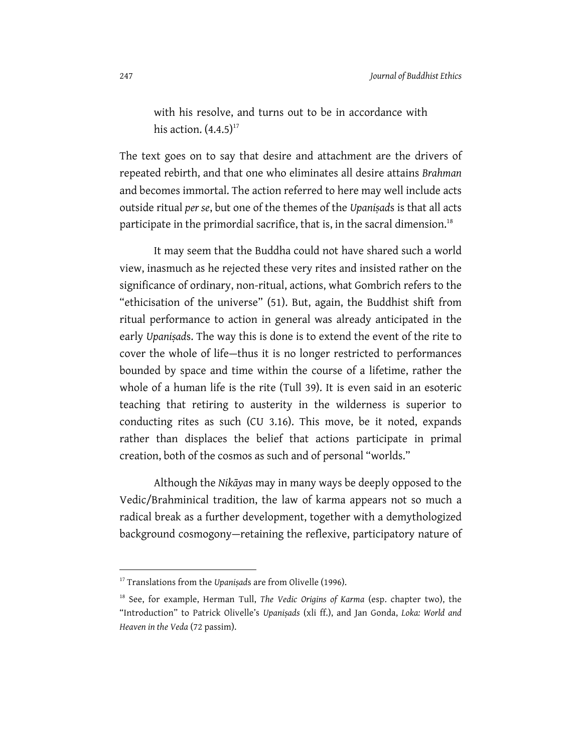> with his resolve, and turns out to be in accordance with his action. (4.4.5)[17]

The text goes on to say that desire and attachment are the drivers of repeated rebirth, and that one who eliminates all desire attains *Brahman* and becomes immortal. The action referred to here may well include acts outside ritual *per se*, but one of the themes of the *Upaniṣad*s is that all acts participate in the primordial sacrifice, that is, in the sacral dimension.[18]

It may seem that the Buddha could not have shared such a world view, inasmuch as he rejected these very rites and insisted rather on the significance of ordinary, non-ritual, actions, what Gombrich refers to the "ethicisation of the universe" (51). But, again, the Buddhist shift from ritual performance to action in general was already anticipated in the early *Upaniṣad*s. The way this is done is to extend the event of the rite to cover the whole of life—thus it is no longer restricted to performances bounded by space and time within the course of a lifetime, rather the whole of a human life is the rite (Tull 39). It is even said in an esoteric teaching that retiring to austerity in the wilderness is superior to conducting rites as such (CU 3.16). This move, be it noted, expands rather than displaces the belief that actions participate in primal creation, both of the cosmos as such and of personal "worlds."

Although the *Nikāya*s may in many ways be deeply opposed to the Vedic/Brahminical tradition, the law of karma appears not so much a radical break as a further development, together with a demythologized background cosmogony—retaining the reflexive, participatory nature of

---

[17] Translations from the *Upaniṣad*s are from Olivelle (1996).

[18] See, for example, Herman Tull, *The Vedic Origins of Karma* (esp. chapter two), the "Introduction" to Patrick Olivelle's *Upaniṣads* (xli ff.), and Jan Gonda, *Loka: World and Heaven in the Veda* (72 passim).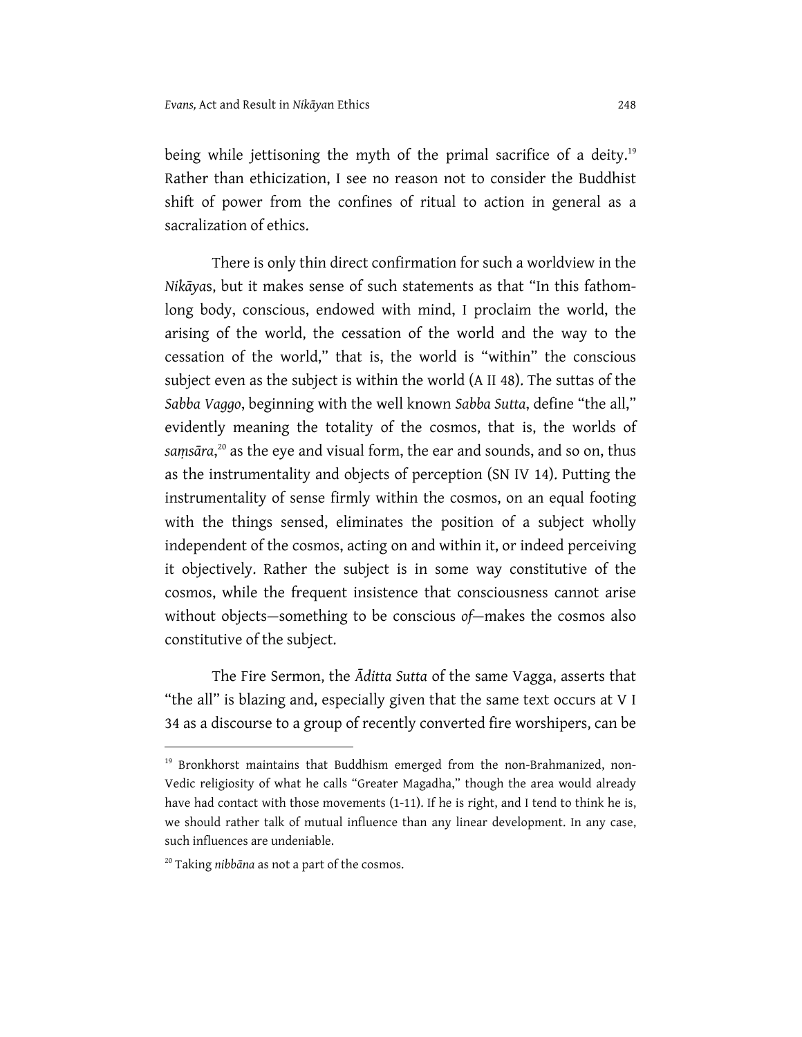being while jettisoning the myth of the primal sacrifice of a deity.[19] Rather than ethicization, I see no reason not to consider the Buddhist shift of power from the confines of ritual to action in general as a sacralization of ethics.

There is only thin direct confirmation for such a worldview in the *Nikāya*s, but it makes sense of such statements as that "In this fathom-long body, conscious, endowed with mind, I proclaim the world, the arising of the world, the cessation of the world and the way to the cessation of the world," that is, the world is "within" the conscious subject even as the subject is within the world (A II 48). The suttas of the *Sabba Vaggo*, beginning with the well known *Sabba Sutta*, define "the all," evidently meaning the totality of the cosmos, that is, the worlds of *saṃsāra*,[20] as the eye and visual form, the ear and sounds, and so on, thus as the instrumentality and objects of perception (SN IV 14). Putting the instrumentality of sense firmly within the cosmos, on an equal footing with the things sensed, eliminates the position of a subject wholly independent of the cosmos, acting on and within it, or indeed perceiving it objectively. Rather the subject is in some way constitutive of the cosmos, while the frequent insistence that consciousness cannot arise without objects—something to be conscious *of*—makes the cosmos also constitutive of the subject.

The Fire Sermon, the *Āditta Sutta* of the same Vagga, asserts that "the all" is blazing and, especially given that the same text occurs at V I 34 as a discourse to a group of recently converted fire worshipers, can be

---

[19] Bronkhorst maintains that Buddhism emerged from the non-Brahmanized, non-Vedic religiosity of what he calls "Greater Magadha," though the area would already have had contact with those movements (1-11). If he is right, and I tend to think he is, we should rather talk of mutual influence than any linear development. In any case, such influences are undeniable.

[20] Taking *nibbāna* as not a part of the cosmos.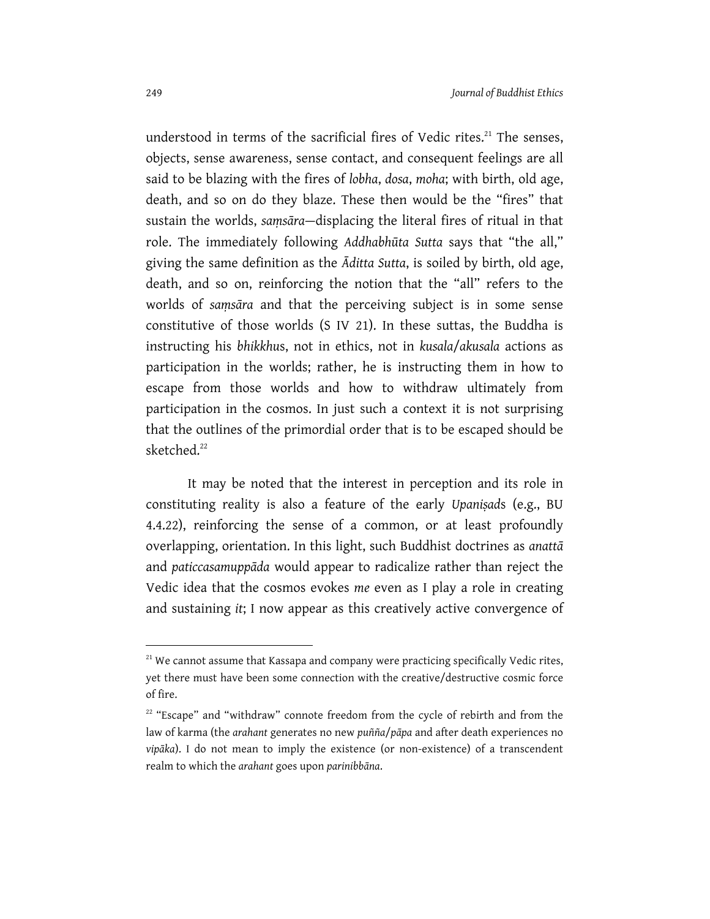understood in terms of the sacrificial fires of Vedic rites.[21] The senses, objects, sense awareness, sense contact, and consequent feelings are all said to be blazing with the fires of *lobha*, *dosa*, *moha*; with birth, old age, death, and so on do they blaze. These then would be the "fires" that sustain the worlds, *saṃsāra*—displacing the literal fires of ritual in that role. The immediately following *Addhabhūta Sutta* says that "the all," giving the same definition as the *Āditta Sutta*, is soiled by birth, old age, death, and so on, reinforcing the notion that the "all" refers to the worlds of *saṃsāra* and that the perceiving subject is in some sense constitutive of those worlds (S IV 21). In these suttas, the Buddha is instructing his *bhikkhu*s, not in ethics, not in *kusala*/*akusala* actions as participation in the worlds; rather, he is instructing them in how to escape from those worlds and how to withdraw ultimately from participation in the cosmos. In just such a context it is not surprising that the outlines of the primordial order that is to be escaped should be sketched.[22]

It may be noted that the interest in perception and its role in constituting reality is also a feature of the early *Upaniṣad*s (e.g., BU 4.4.22), reinforcing the sense of a common, or at least profoundly overlapping, orientation. In this light, such Buddhist doctrines as *anattā* and *paticcasamuppāda* would appear to radicalize rather than reject the Vedic idea that the cosmos evokes *me* even as I play a role in creating and sustaining *it*; I now appear as this creatively active convergence of

---

[21] We cannot assume that Kassapa and company were practicing specifically Vedic rites, yet there must have been some connection with the creative/destructive cosmic force of fire.

[22] "Escape" and "withdraw" connote freedom from the cycle of rebirth and from the law of karma (the *arahant* generates no new *puñña*/*pāpa* and after death experiences no *vipāka*). I do not mean to imply the existence (or non-existence) of a transcendent realm to which the *arahant* goes upon *parinibbāna*.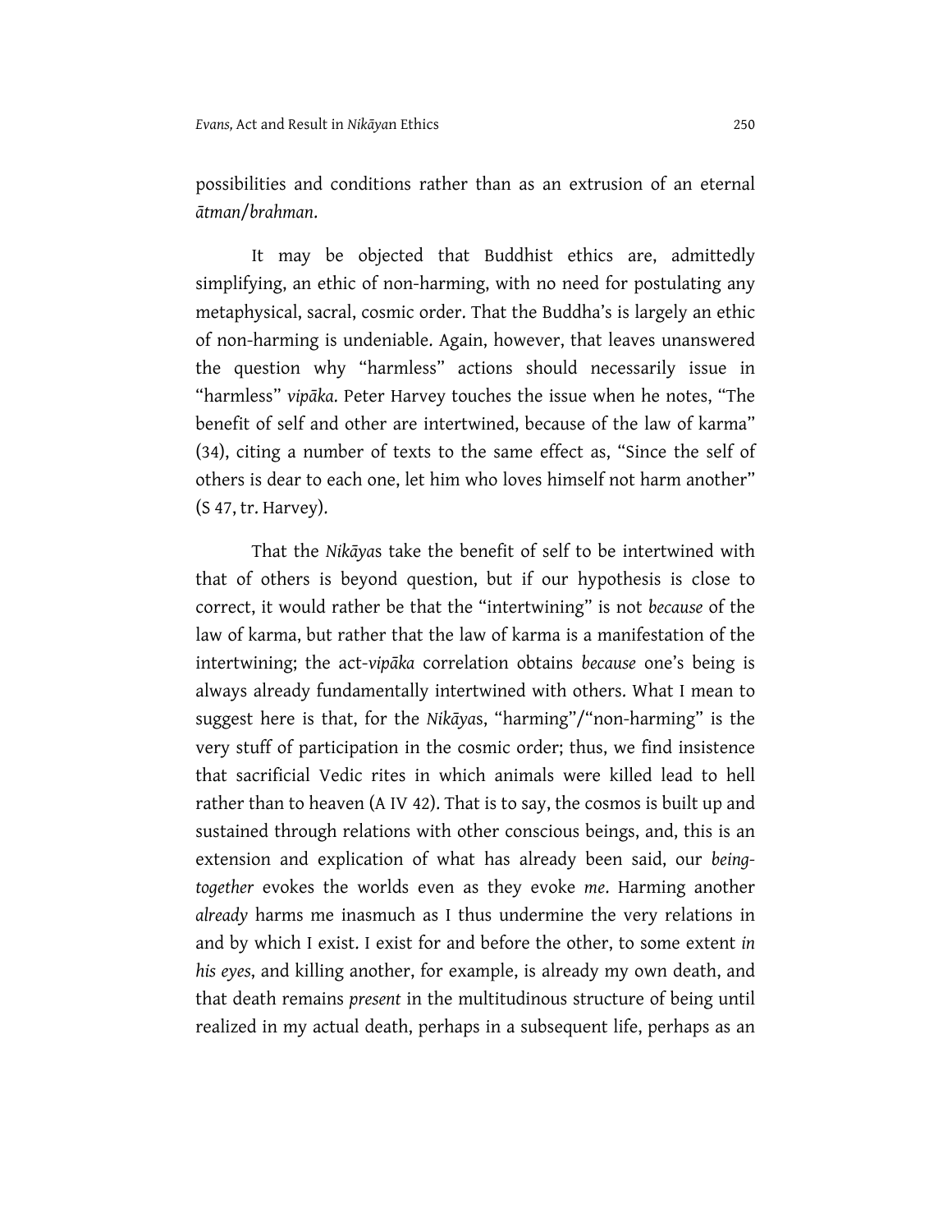possibilities and conditions rather than as an extrusion of an eternal *ātman*/*brahman*.

It may be objected that Buddhist ethics are, admittedly simplifying, an ethic of non-harming, with no need for postulating any metaphysical, sacral, cosmic order. That the Buddha's is largely an ethic of non-harming is undeniable. Again, however, that leaves unanswered the question why "harmless" actions should necessarily issue in "harmless" *vipāka*. Peter Harvey touches the issue when he notes, "The benefit of self and other are intertwined, because of the law of karma" (34), citing a number of texts to the same effect as, "Since the self of others is dear to each one, let him who loves himself not harm another" (S 47, tr. Harvey).

That the *Nikāya*s take the benefit of self to be intertwined with that of others is beyond question, but if our hypothesis is close to correct, it would rather be that the "intertwining" is not *because* of the law of karma, but rather that the law of karma is a manifestation of the intertwining; the act-*vipāka* correlation obtains *because* one's being is always already fundamentally intertwined with others. What I mean to suggest here is that, for the *Nikāya*s, "harming"/"non-harming" is the very stuff of participation in the cosmic order; thus, we find insistence that sacrificial Vedic rites in which animals were killed lead to hell rather than to heaven (A IV 42). That is to say, the cosmos is built up and sustained through relations with other conscious beings, and, this is an extension and explication of what has already been said, our *being-together* evokes the worlds even as they evoke *me*. Harming another *already* harms me inasmuch as I thus undermine the very relations in and by which I exist. I exist for and before the other, to some extent *in his eyes*, and killing another, for example, is already my own death, and that death remains *present* in the multitudinous structure of being until realized in my actual death, perhaps in a subsequent life, perhaps as an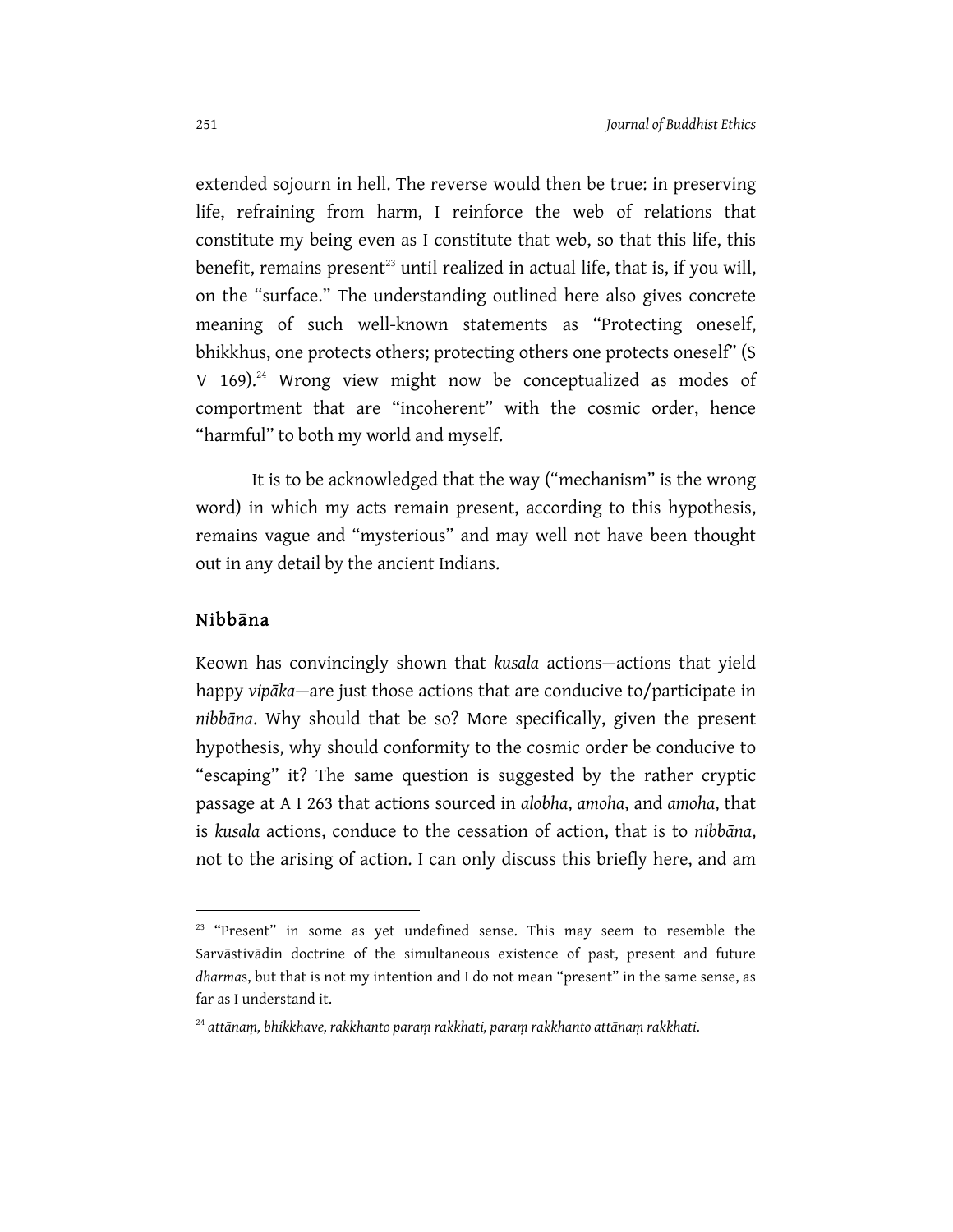extended sojourn in hell. The reverse would then be true: in preserving life, refraining from harm, I reinforce the web of relations that constitute my being even as I constitute that web, so that this life, this benefit, remains present[23] until realized in actual life, that is, if you will, on the "surface." The understanding outlined here also gives concrete meaning of such well-known statements as "Protecting oneself, bhikkhus, one protects others; protecting others one protects oneself" (S V 169).[24] Wrong view might now be conceptualized as modes of comportment that are "incoherent" with the cosmic order, hence "harmful" to both my world and myself.

It is to be acknowledged that the way ("mechanism" is the wrong word) in which my acts remain present, according to this hypothesis, remains vague and "mysterious" and may well not have been thought out in any detail by the ancient Indians.

## Nibbāna

Keown has convincingly shown that *kusala* actions—actions that yield happy *vipāka*—are just those actions that are conducive to/participate in *nibbāna*. Why should that be so? More specifically, given the present hypothesis, why should conformity to the cosmic order be conducive to "escaping" it? The same question is suggested by the rather cryptic passage at A I 263 that actions sourced in *alobha*, *amoha*, and *amoha*, that is *kusala* actions, conduce to the cessation of action, that is to *nibbāna*, not to the arising of action. I can only discuss this briefly here, and am

---

[23] "Present" in some as yet undefined sense. This may seem to resemble the Sarvāstivādin doctrine of the simultaneous existence of past, present and future *dharma*s, but that is not my intention and I do not mean "present" in the same sense, as far as I understand it.

[24] *attānaṃ, bhikkhave, rakkhanto paraṃ rakkhati, paraṃ rakkhanto attānaṃ rakkhati.*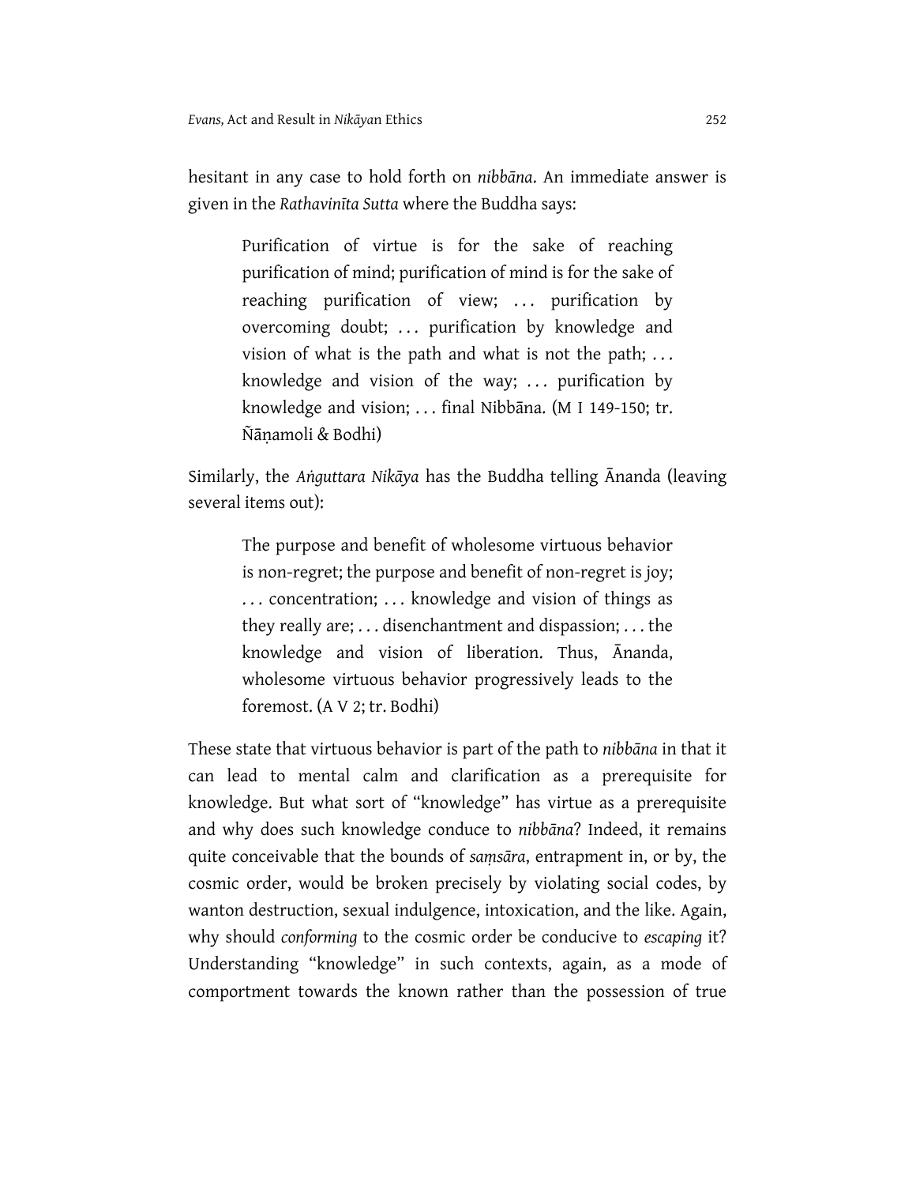hesitant in any case to hold forth on *nibbāna*. An immediate answer is given in the *Rathavinīta Sutta* where the Buddha says:

> Purification of virtue is for the sake of reaching purification of mind; purification of mind is for the sake of reaching purification of view; . . . purification by overcoming doubt; . . . purification by knowledge and vision of what is the path and what is not the path; . . . knowledge and vision of the way; . . . purification by knowledge and vision; . . . final Nibbāna. (M I 149-150; tr. Ñāṇamoli & Bodhi)

Similarly, the *Aṅguttara Nikāya* has the Buddha telling Ānanda (leaving several items out):

> The purpose and benefit of wholesome virtuous behavior is non-regret; the purpose and benefit of non-regret is joy; . . . concentration; . . . knowledge and vision of things as they really are; . . . disenchantment and dispassion; . . . the knowledge and vision of liberation. Thus, Ānanda, wholesome virtuous behavior progressively leads to the foremost. (A V 2; tr. Bodhi)

These state that virtuous behavior is part of the path to *nibbāna* in that it can lead to mental calm and clarification as a prerequisite for knowledge. But what sort of "knowledge" has virtue as a prerequisite and why does such knowledge conduce to *nibbāna*? Indeed, it remains quite conceivable that the bounds of *saṃsāra*, entrapment in, or by, the cosmic order, would be broken precisely by violating social codes, by wanton destruction, sexual indulgence, intoxication, and the like. Again, why should *conforming* to the cosmic order be conducive to *escaping* it? Understanding "knowledge" in such contexts, again, as a mode of comportment towards the known rather than the possession of true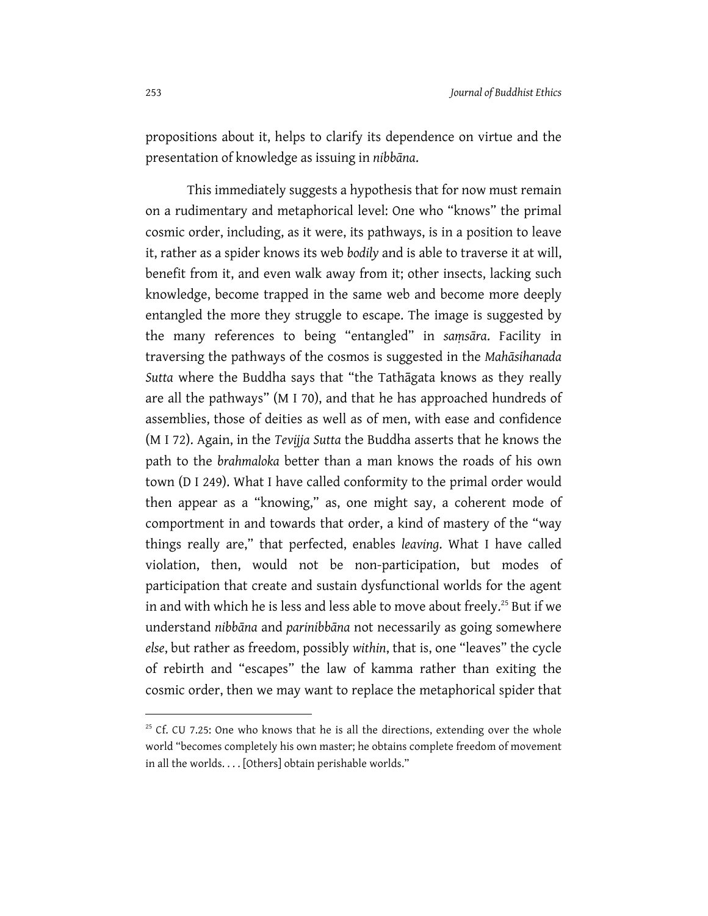propositions about it, helps to clarify its dependence on virtue and the presentation of knowledge as issuing in *nibbāna*.

This immediately suggests a hypothesis that for now must remain on a rudimentary and metaphorical level: One who "knows" the primal cosmic order, including, as it were, its pathways, is in a position to leave it, rather as a spider knows its web *bodily* and is able to traverse it at will, benefit from it, and even walk away from it; other insects, lacking such knowledge, become trapped in the same web and become more deeply entangled the more they struggle to escape. The image is suggested by the many references to being "entangled" in *saṃsāra*. Facility in traversing the pathways of the cosmos is suggested in the *Mahāsihanada Sutta* where the Buddha says that "the Tathāgata knows as they really are all the pathways" (M I 70), and that he has approached hundreds of assemblies, those of deities as well as of men, with ease and confidence (M I 72). Again, in the *Tevijja Sutta* the Buddha asserts that he knows the path to the *brahmaloka* better than a man knows the roads of his own town (D I 249). What I have called conformity to the primal order would then appear as a "knowing," as, one might say, a coherent mode of comportment in and towards that order, a kind of mastery of the "way things really are," that perfected, enables *leaving*. What I have called violation, then, would not be non-participation, but modes of participation that create and sustain dysfunctional worlds for the agent in and with which he is less and less able to move about freely.[25] But if we understand *nibbāna* and *parinibbāna* not necessarily as going somewhere *else*, but rather as freedom, possibly *within*, that is, one "leaves" the cycle of rebirth and "escapes" the law of kamma rather than exiting the cosmic order, then we may want to replace the metaphorical spider that

---

[25] Cf. CU 7.25: One who knows that he is all the directions, extending over the whole world "becomes completely his own master; he obtains complete freedom of movement in all the worlds. . . . [Others] obtain perishable worlds."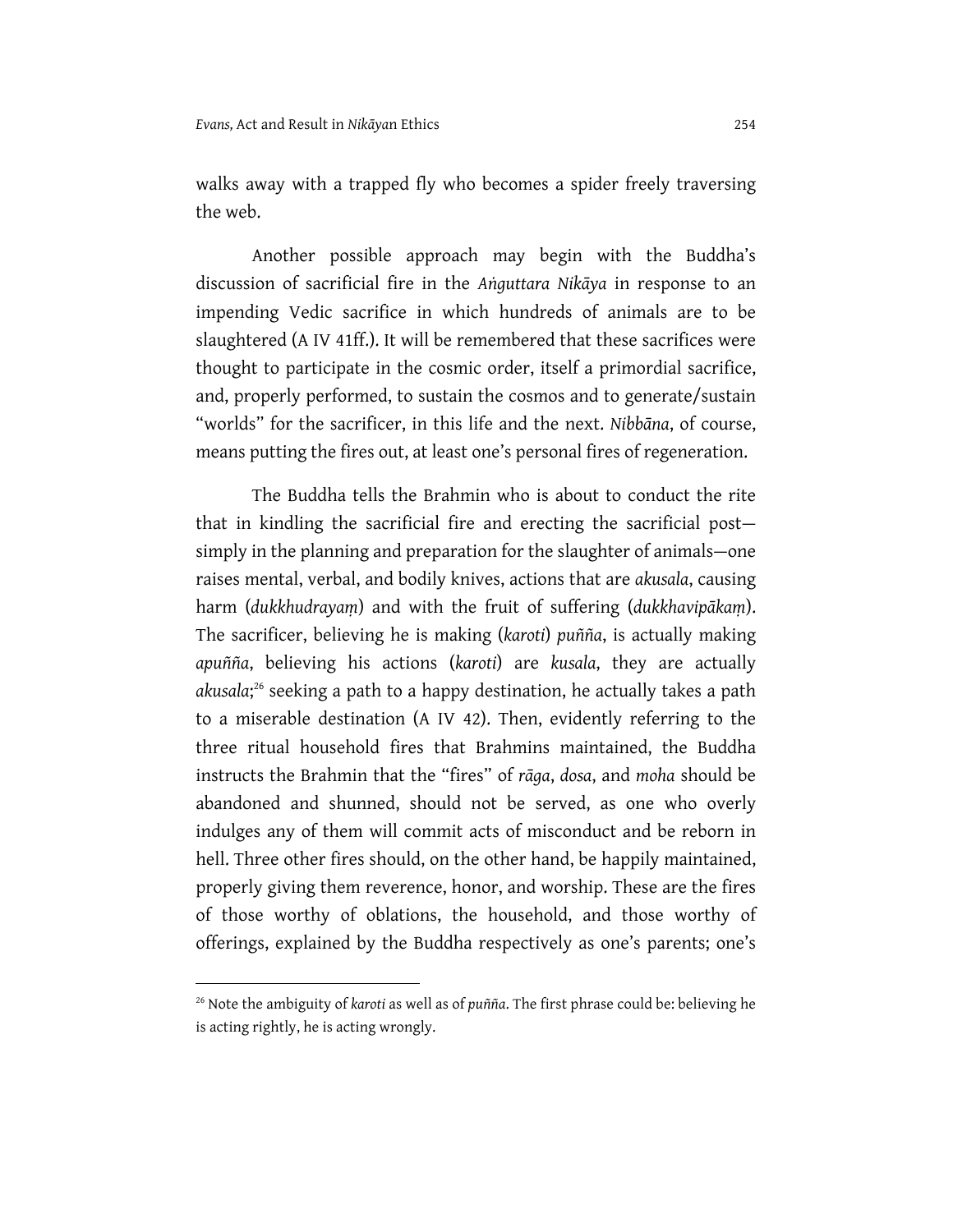walks away with a trapped fly who becomes a spider freely traversing the web.

Another possible approach may begin with the Buddha's discussion of sacrificial fire in the *Aṅguttara Nikāya* in response to an impending Vedic sacrifice in which hundreds of animals are to be slaughtered (A IV 41ff.). It will be remembered that these sacrifices were thought to participate in the cosmic order, itself a primordial sacrifice, and, properly performed, to sustain the cosmos and to generate/sustain "worlds" for the sacrificer, in this life and the next. *Nibbāna*, of course, means putting the fires out, at least one's personal fires of regeneration.

The Buddha tells the Brahmin who is about to conduct the rite that in kindling the sacrificial fire and erecting the sacrificial post—simply in the planning and preparation for the slaughter of animals—one raises mental, verbal, and bodily knives, actions that are *akusala*, causing harm (*dukkhudrayaṃ*) and with the fruit of suffering (*dukkhavipākaṃ*). The sacrificer, believing he is making (*karoti*) *puñña*, is actually making *apuñña*, believing his actions (*karoti*) are *kusala*, they are actually *akusala*;[26] seeking a path to a happy destination, he actually takes a path to a miserable destination (A IV 42). Then, evidently referring to the three ritual household fires that Brahmins maintained, the Buddha instructs the Brahmin that the "fires" of *rāga*, *dosa*, and *moha* should be abandoned and shunned, should not be served, as one who overly indulges any of them will commit acts of misconduct and be reborn in hell. Three other fires should, on the other hand, be happily maintained, properly giving them reverence, honor, and worship. These are the fires of those worthy of oblations, the household, and those worthy of offerings, explained by the Buddha respectively as one's parents; one's

---

[26] Note the ambiguity of *karoti* as well as of *puñña*. The first phrase could be: believing he is acting rightly, he is acting wrongly.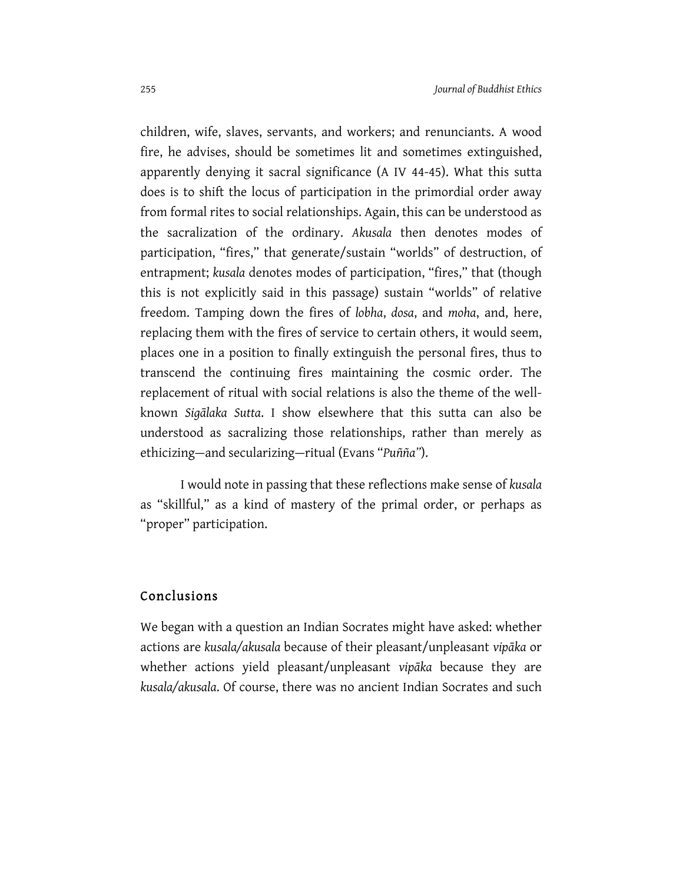children, wife, slaves, servants, and workers; and renunciants. A wood fire, he advises, should be sometimes lit and sometimes extinguished, apparently denying it sacral significance (A IV 44-45). What this sutta does is to shift the locus of participation in the primordial order away from formal rites to social relationships. Again, this can be understood as the sacralization of the ordinary. *Akusala* then denotes modes of participation, "fires," that generate/sustain "worlds" of destruction, of entrapment; *kusala* denotes modes of participation, "fires," that (though this is not explicitly said in this passage) sustain "worlds" of relative freedom. Tamping down the fires of *lobha*, *dosa*, and *moha*, and, here, replacing them with the fires of service to certain others, it would seem, places one in a position to finally extinguish the personal fires, thus to transcend the continuing fires maintaining the cosmic order. The replacement of ritual with social relations is also the theme of the well-known *Sigālaka Sutta*. I show elsewhere that this sutta can also be understood as sacralizing those relationships, rather than merely as ethicizing—and secularizing—ritual (Evans "*Puñña*").

I would note in passing that these reflections make sense of *kusala* as "skillful," as a kind of mastery of the primal order, or perhaps as "proper" participation.

## Conclusions

We began with a question an Indian Socrates might have asked: whether actions are *kusala/akusala* because of their pleasant/unpleasant *vipāka* or whether actions yield pleasant/unpleasant *vipāka* because they are *kusala/akusala*. Of course, there was no ancient Indian Socrates and such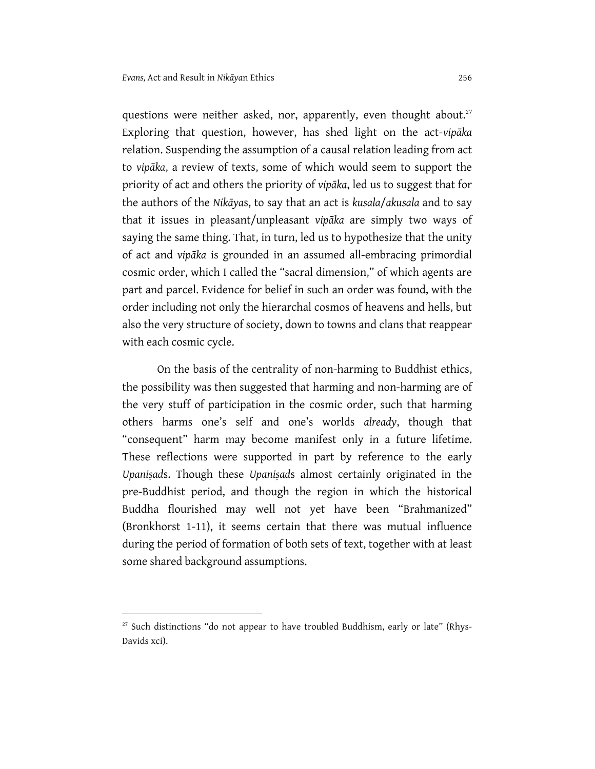questions were neither asked, nor, apparently, even thought about.[27] Exploring that question, however, has shed light on the act-*vipāka* relation. Suspending the assumption of a causal relation leading from act to *vipāka*, a review of texts, some of which would seem to support the priority of act and others the priority of *vipāka*, led us to suggest that for the authors of the *Nikāya*s, to say that an act is *kusala*/*akusala* and to say that it issues in pleasant/unpleasant *vipāka* are simply two ways of saying the same thing. That, in turn, led us to hypothesize that the unity of act and *vipāka* is grounded in an assumed all-embracing primordial cosmic order, which I called the "sacral dimension," of which agents are part and parcel. Evidence for belief in such an order was found, with the order including not only the hierarchal cosmos of heavens and hells, but also the very structure of society, down to towns and clans that reappear with each cosmic cycle.

On the basis of the centrality of non-harming to Buddhist ethics, the possibility was then suggested that harming and non-harming are of the very stuff of participation in the cosmic order, such that harming others harms one's self and one's worlds *already*, though that "consequent" harm may become manifest only in a future lifetime. These reflections were supported in part by reference to the early *Upaniṣad*s. Though these *Upaniṣad*s almost certainly originated in the pre-Buddhist period, and though the region in which the historical Buddha flourished may well not yet have been "Brahmanized" (Bronkhorst 1-11), it seems certain that there was mutual influence during the period of formation of both sets of text, together with at least some shared background assumptions.

---

[27] Such distinctions "do not appear to have troubled Buddhism, early or late" (Rhys-Davids xci).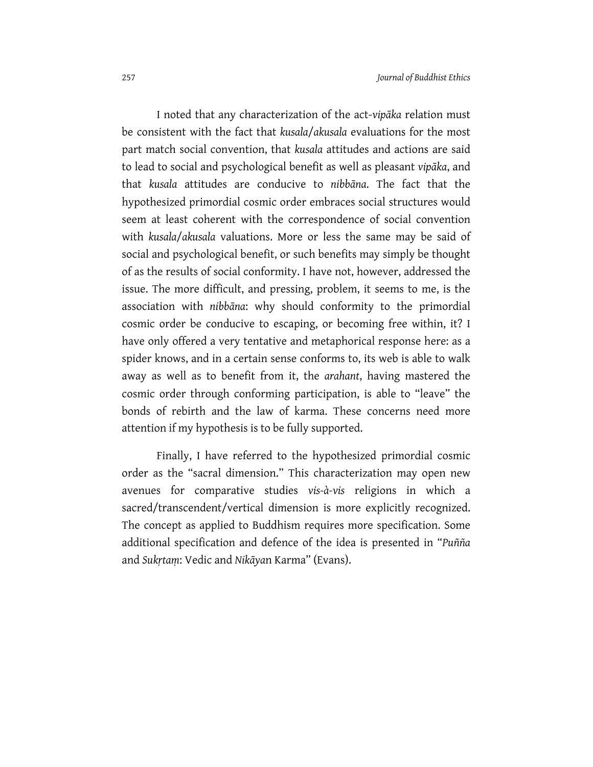I noted that any characterization of the act-*vipāka* relation must be consistent with the fact that *kusala*/*akusala* evaluations for the most part match social convention, that *kusala* attitudes and actions are said to lead to social and psychological benefit as well as pleasant *vipāka*, and that *kusala* attitudes are conducive to *nibbāna*. The fact that the hypothesized primordial cosmic order embraces social structures would seem at least coherent with the correspondence of social convention with *kusala*/*akusala* valuations. More or less the same may be said of social and psychological benefit, or such benefits may simply be thought of as the results of social conformity. I have not, however, addressed the issue. The more difficult, and pressing, problem, it seems to me, is the association with *nibbāna*: why should conformity to the primordial cosmic order be conducive to escaping, or becoming free within, it? I have only offered a very tentative and metaphorical response here: as a spider knows, and in a certain sense conforms to, its web is able to walk away as well as to benefit from it, the *arahant*, having mastered the cosmic order through conforming participation, is able to "leave" the bonds of rebirth and the law of karma. These concerns need more attention if my hypothesis is to be fully supported.

Finally, I have referred to the hypothesized primordial cosmic order as the "sacral dimension." This characterization may open new avenues for comparative studies *vis-à-vis* religions in which a sacred/transcendent/vertical dimension is more explicitly recognized. The concept as applied to Buddhism requires more specification. Some additional specification and defence of the idea is presented in "*Puñña* and *Sukṛtaṃ*: Vedic and *Nikāyan* Karma" (Evans).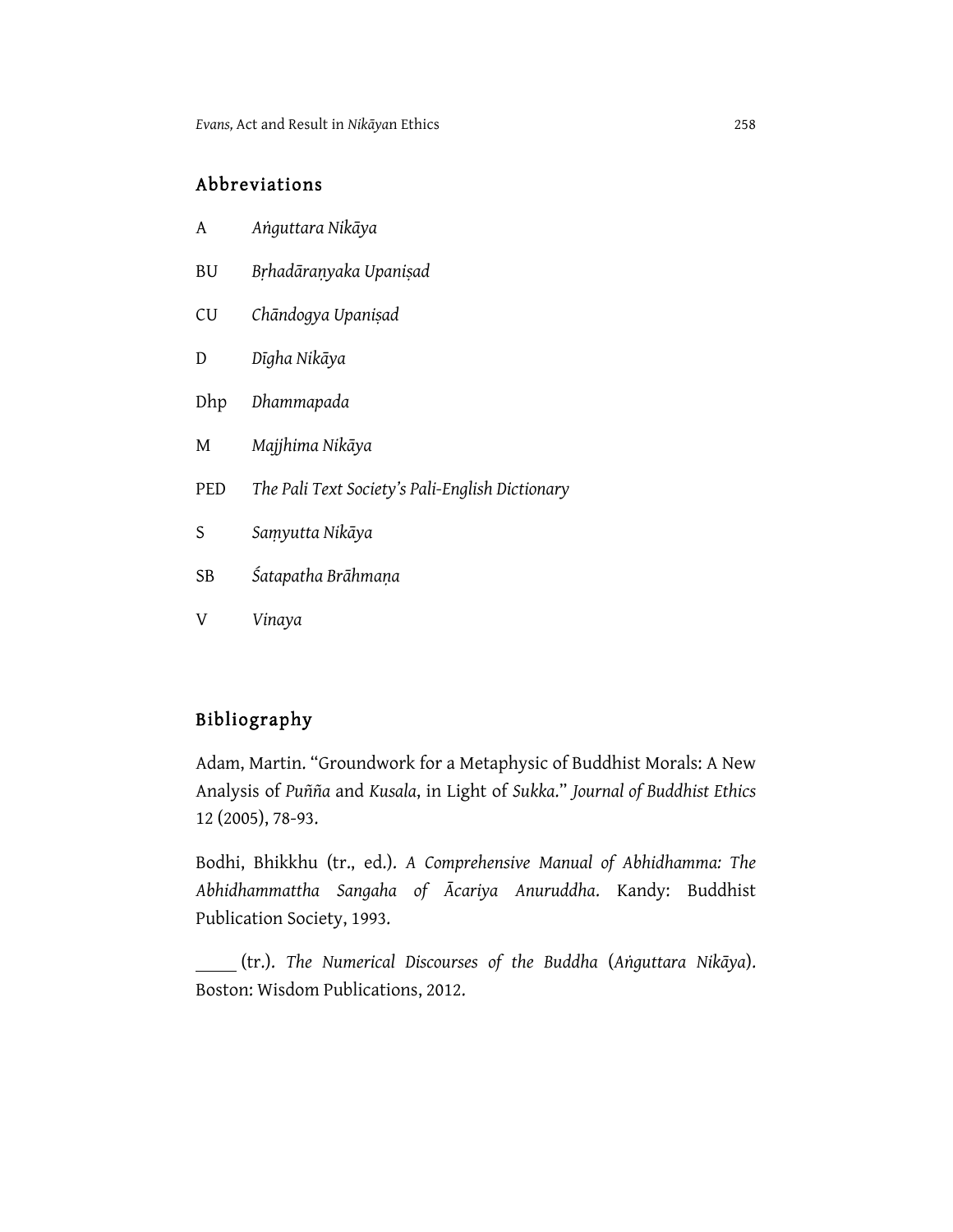## Abbreviations

| | |
|---|---|
| A | *Aṅguttara Nikāya* |
| BU | *Bṛhadāraṇyaka Upaniṣad* |
| CU | *Chāndogya Upaniṣad* |
| D | *Dīgha Nikāya* |
| Dhp | *Dhammapada* |
| M | *Majjhima Nikāya* |
| PED | *The Pali Text Society's Pali-English Dictionary* |
| S | *Saṃyutta Nikāya* |
| SB | *Śatapatha Brāhmaṇa* |
| V | *Vinaya* |

## Bibliography

Adam, Martin. "Groundwork for a Metaphysic of Buddhist Morals: A New Analysis of *Puñña* and *Kusala*, in Light of *Sukka*." *Journal of Buddhist Ethics* 12 (2005), 78-93.

Bodhi, Bhikkhu (tr., ed.). *A Comprehensive Manual of Abhidhamma: The Abhidhammattha Sangaha of Ācariya Anuruddha*. Kandy: Buddhist Publication Society, 1993.

_____ (tr.). *The Numerical Discourses of the Buddha* (*Aṅguttara Nikāya*). Boston: Wisdom Publications, 2012.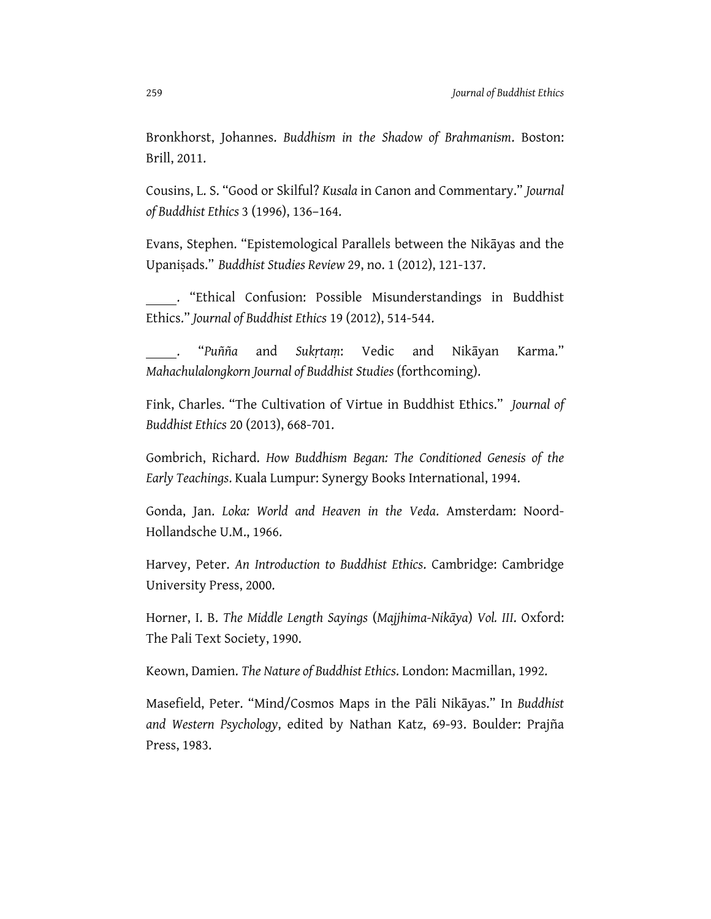Bronkhorst, Johannes. *Buddhism in the Shadow of Brahmanism*. Boston: Brill, 2011.

Cousins, L. S. "Good or Skilful? *Kusala* in Canon and Commentary." *Journal of Buddhist Ethics* 3 (1996), 136–164.

Evans, Stephen. "Epistemological Parallels between the Nikāyas and the Upaniṣads." *Buddhist Studies Review* 29, no. 1 (2012), 121-137.

\_\_\_\_\_. "Ethical Confusion: Possible Misunderstandings in Buddhist Ethics." *Journal of Buddhist Ethics* 19 (2012), 514-544.

\_\_\_\_\_. "*Puñña* and *Sukṛtaṃ*: Vedic and Nikāyan Karma." *Mahachulalongkorn Journal of Buddhist Studies* (forthcoming).

Fink, Charles. "The Cultivation of Virtue in Buddhist Ethics." *Journal of Buddhist Ethics* 20 (2013), 668-701.

Gombrich, Richard. *How Buddhism Began: The Conditioned Genesis of the Early Teachings*. Kuala Lumpur: Synergy Books International, 1994.

Gonda, Jan. *Loka: World and Heaven in the Veda*. Amsterdam: Noord-Hollandsche U.M., 1966.

Harvey, Peter. *An Introduction to Buddhist Ethics*. Cambridge: Cambridge University Press, 2000.

Horner, I. B. *The Middle Length Sayings* (*Majjhima-Nikāya*) *Vol. III*. Oxford: The Pali Text Society, 1990.

Keown, Damien. *The Nature of Buddhist Ethics*. London: Macmillan, 1992.

Masefield, Peter. "Mind/Cosmos Maps in the Pāli Nikāyas." In *Buddhist and Western Psychology*, edited by Nathan Katz, 69-93. Boulder: Prajña Press, 1983.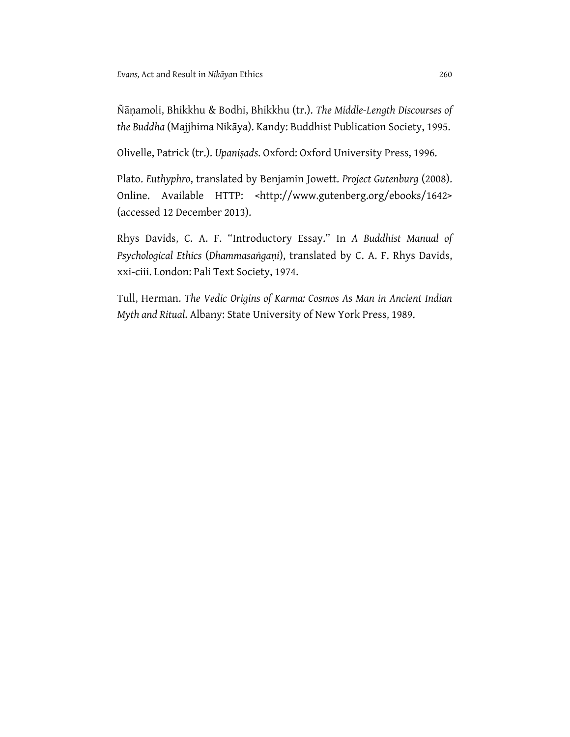Ñāṇamoli, Bhikkhu & Bodhi, Bhikkhu (tr.). *The Middle-Length Discourses of the Buddha* (Majjhima Nikāya). Kandy: Buddhist Publication Society, 1995.

Olivelle, Patrick (tr.). *Upaniṣads*. Oxford: Oxford University Press, 1996.

Plato. *Euthyphro*, translated by Benjamin Jowett. *Project Gutenburg* (2008). Online. Available HTTP: <http://www.gutenberg.org/ebooks/1642> (accessed 12 December 2013).

Rhys Davids, C. A. F. "Introductory Essay." In *A Buddhist Manual of Psychological Ethics* (*Dhammasaṅgaṇi*), translated by C. A. F. Rhys Davids, xxi-ciii. London: Pali Text Society, 1974.

Tull, Herman. *The Vedic Origins of Karma: Cosmos As Man in Ancient Indian Myth and Ritual*. Albany: State University of New York Press, 1989.